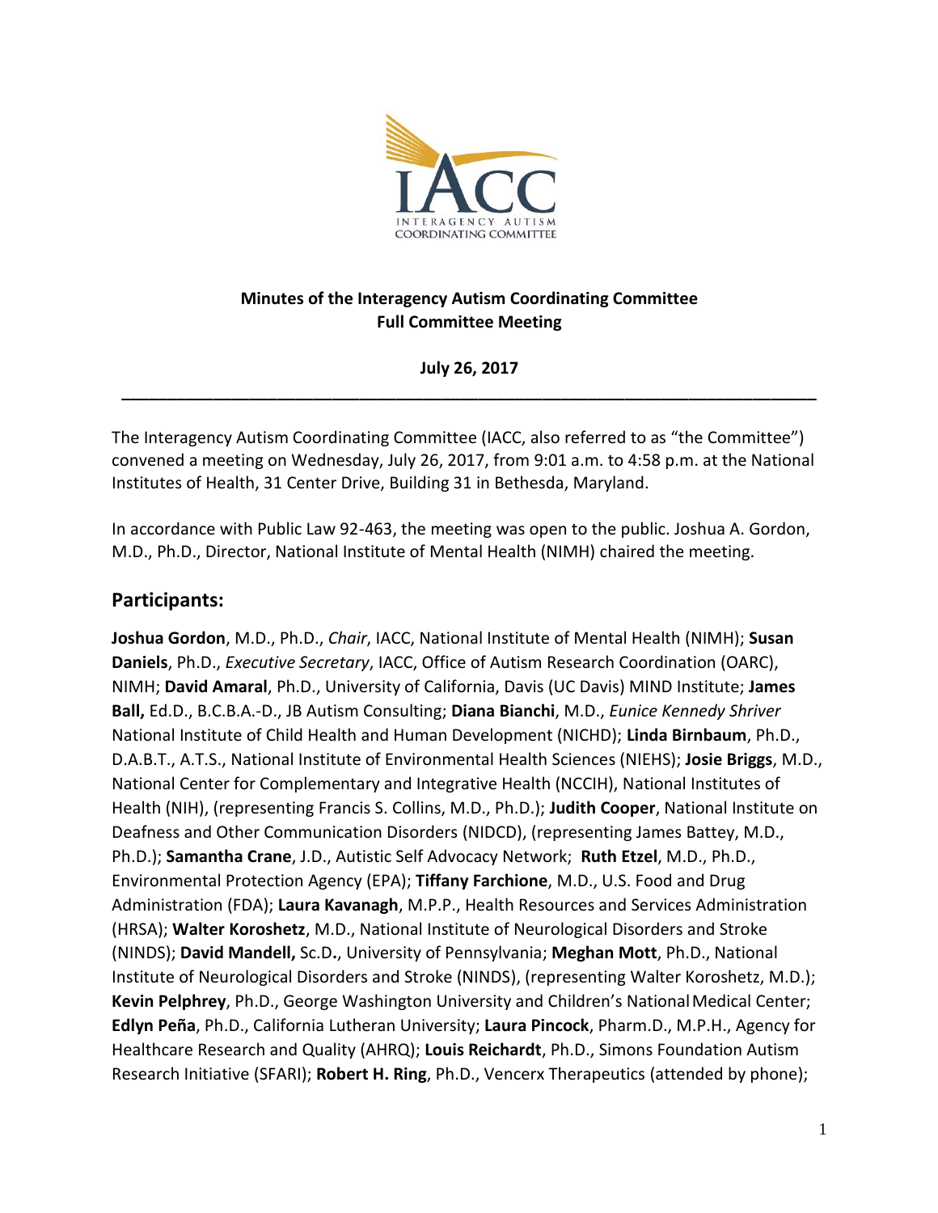**Minutes of the Interagency Autism Coordinating Committee Full Committee Meeting**

**July 26, 2017**

---

The Interagency Autism Coordinating Committee (IACC, also referred to as "the Committee") convened a meeting on Wednesday, July 26, 2017, from 9:01 a.m. to 4:58 p.m. at the National Institutes of Health, 31 Center Drive, Building 31 in Bethesda, Maryland.

In accordance with Public Law 92-463, the meeting was open to the public. Joshua A. Gordon, M.D., Ph.D., Director, National Institute of Mental Health (NIMH) chaired the meeting.

## Participants:

**Joshua Gordon**, M.D., Ph.D., *Chair*, IACC, National Institute of Mental Health (NIMH); **Susan Daniels**, Ph.D., *Executive Secretary*, IACC, Office of Autism Research Coordination (OARC), NIMH; **David Amaral**, Ph.D., University of California, Davis (UC Davis) MIND Institute; **James Ball,** Ed.D., B.C.B.A.-D., JB Autism Consulting; **Diana Bianchi**, M.D., *Eunice Kennedy Shriver* National Institute of Child Health and Human Development (NICHD); **Linda Birnbaum**, Ph.D., D.A.B.T., A.T.S., National Institute of Environmental Health Sciences (NIEHS); **Josie Briggs**, M.D., National Center for Complementary and Integrative Health (NCCIH), National Institutes of Health (NIH), (representing Francis S. Collins, M.D., Ph.D.); **Judith Cooper**, National Institute on Deafness and Other Communication Disorders (NIDCD), (representing James Battey, M.D., Ph.D.); **Samantha Crane**, J.D., Autistic Self Advocacy Network; **Ruth Etzel**, M.D., Ph.D., Environmental Protection Agency (EPA); **Tiffany Farchione**, M.D., U.S. Food and Drug Administration (FDA); **Laura Kavanagh**, M.P.P., Health Resources and Services Administration (HRSA); **Walter Koroshetz**, M.D., National Institute of Neurological Disorders and Stroke (NINDS); **David Mandell,** Sc.D**.**, University of Pennsylvania; **Meghan Mott**, Ph.D., National Institute of Neurological Disorders and Stroke (NINDS), (representing Walter Koroshetz, M.D.); **Kevin Pelphrey**, Ph.D., George Washington University and Children's National Medical Center; **Edlyn Peña**, Ph.D., California Lutheran University; **Laura Pincock**, Pharm.D., M.P.H., Agency for Healthcare Research and Quality (AHRQ); **Louis Reichardt**, Ph.D., Simons Foundation Autism Research Initiative (SFARI); **Robert H. Ring**, Ph.D., Vencerx Therapeutics (attended by phone);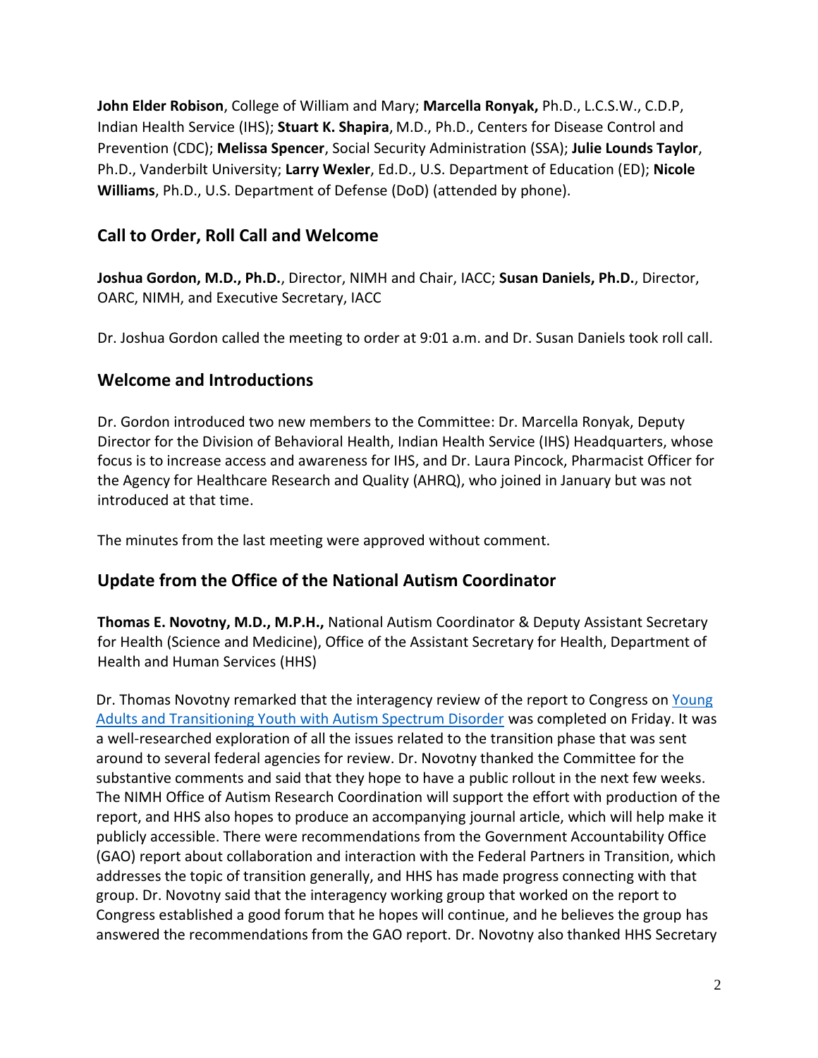**John Elder Robison**, College of William and Mary; **Marcella Ronyak,** Ph.D., L.C.S.W., C.D.P, Indian Health Service (IHS); **Stuart K. Shapira**, M.D., Ph.D., Centers for Disease Control and Prevention (CDC); **Melissa Spencer**, Social Security Administration (SSA); **Julie Lounds Taylor**, Ph.D., Vanderbilt University; **Larry Wexler**, Ed.D., U.S. Department of Education (ED); **Nicole Williams**, Ph.D., U.S. Department of Defense (DoD) (attended by phone).

## Call to Order, Roll Call and Welcome

**Joshua Gordon, M.D., Ph.D.**, Director, NIMH and Chair, IACC; **Susan Daniels, Ph.D.**, Director, OARC, NIMH, and Executive Secretary, IACC

Dr. Joshua Gordon called the meeting to order at 9:01 a.m. and Dr. Susan Daniels took roll call.

## Welcome and Introductions

Dr. Gordon introduced two new members to the Committee: Dr. Marcella Ronyak, Deputy Director for the Division of Behavioral Health, Indian Health Service (IHS) Headquarters, whose focus is to increase access and awareness for IHS, and Dr. Laura Pincock, Pharmacist Officer for the Agency for Healthcare Research and Quality (AHRQ), who joined in January but was not introduced at that time.

The minutes from the last meeting were approved without comment.

## Update from the Office of the National Autism Coordinator

**Thomas E. Novotny, M.D., M.P.H.,** National Autism Coordinator & Deputy Assistant Secretary for Health (Science and Medicine), Office of the Assistant Secretary for Health, Department of Health and Human Services (HHS)

Dr. Thomas Novotny remarked that the interagency review of the report to Congress on Young Adults and Transitioning Youth with Autism Spectrum Disorder was completed on Friday. It was a well-researched exploration of all the issues related to the transition phase that was sent around to several federal agencies for review. Dr. Novotny thanked the Committee for the substantive comments and said that they hope to have a public rollout in the next few weeks. The NIMH Office of Autism Research Coordination will support the effort with production of the report, and HHS also hopes to produce an accompanying journal article, which will help make it publicly accessible. There were recommendations from the Government Accountability Office (GAO) report about collaboration and interaction with the Federal Partners in Transition, which addresses the topic of transition generally, and HHS has made progress connecting with that group. Dr. Novotny said that the interagency working group that worked on the report to Congress established a good forum that he hopes will continue, and he believes the group has answered the recommendations from the GAO report. Dr. Novotny also thanked HHS Secretary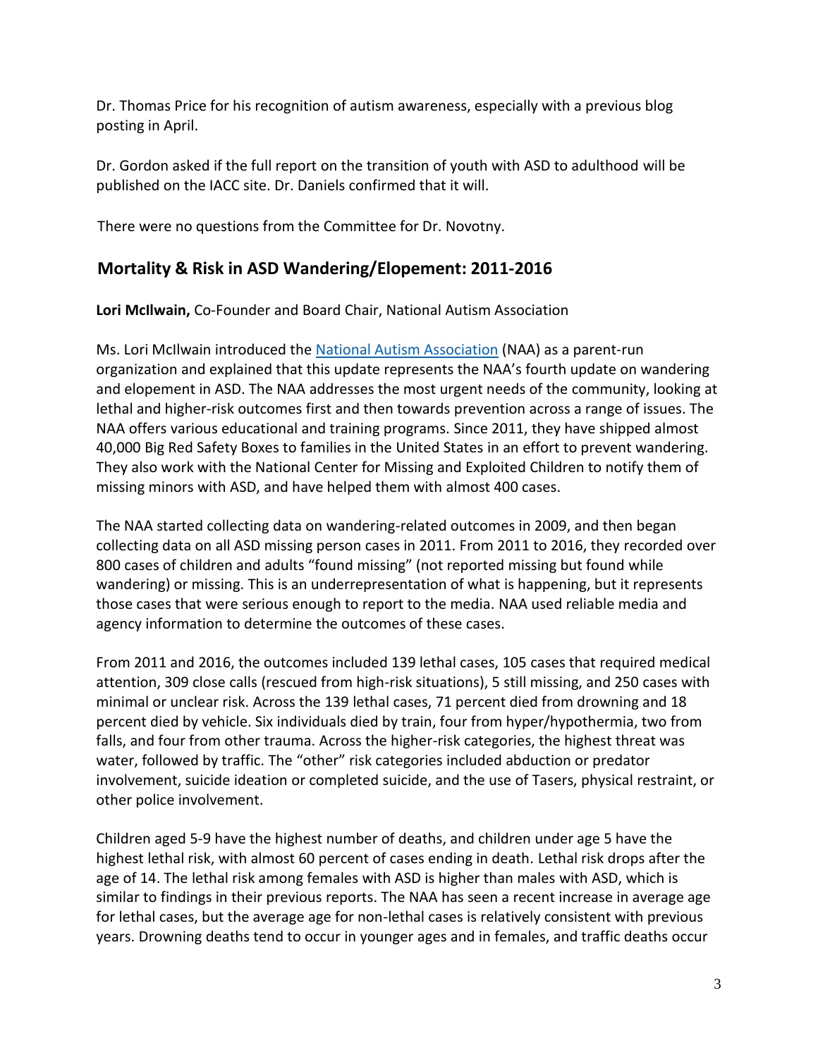Dr. Thomas Price for his recognition of autism awareness, especially with a previous blog posting in April.

Dr. Gordon asked if the full report on the transition of youth with ASD to adulthood will be published on the IACC site. Dr. Daniels confirmed that it will.

There were no questions from the Committee for Dr. Novotny.

## Mortality & Risk in ASD Wandering/Elopement: 2011-2016

**Lori McIlwain,** Co-Founder and Board Chair, National Autism Association

Ms. Lori McIlwain introduced the National Autism Association (NAA) as a parent-run organization and explained that this update represents the NAA's fourth update on wandering and elopement in ASD. The NAA addresses the most urgent needs of the community, looking at lethal and higher-risk outcomes first and then towards prevention across a range of issues. The NAA offers various educational and training programs. Since 2011, they have shipped almost 40,000 Big Red Safety Boxes to families in the United States in an effort to prevent wandering. They also work with the National Center for Missing and Exploited Children to notify them of missing minors with ASD, and have helped them with almost 400 cases.

The NAA started collecting data on wandering-related outcomes in 2009, and then began collecting data on all ASD missing person cases in 2011. From 2011 to 2016, they recorded over 800 cases of children and adults "found missing" (not reported missing but found while wandering) or missing. This is an underrepresentation of what is happening, but it represents those cases that were serious enough to report to the media. NAA used reliable media and agency information to determine the outcomes of these cases.

From 2011 and 2016, the outcomes included 139 lethal cases, 105 cases that required medical attention, 309 close calls (rescued from high-risk situations), 5 still missing, and 250 cases with minimal or unclear risk. Across the 139 lethal cases, 71 percent died from drowning and 18 percent died by vehicle. Six individuals died by train, four from hyper/hypothermia, two from falls, and four from other trauma. Across the higher-risk categories, the highest threat was water, followed by traffic. The "other" risk categories included abduction or predator involvement, suicide ideation or completed suicide, and the use of Tasers, physical restraint, or other police involvement.

Children aged 5-9 have the highest number of deaths, and children under age 5 have the highest lethal risk, with almost 60 percent of cases ending in death. Lethal risk drops after the age of 14. The lethal risk among females with ASD is higher than males with ASD, which is similar to findings in their previous reports. The NAA has seen a recent increase in average age for lethal cases, but the average age for non-lethal cases is relatively consistent with previous years. Drowning deaths tend to occur in younger ages and in females, and traffic deaths occur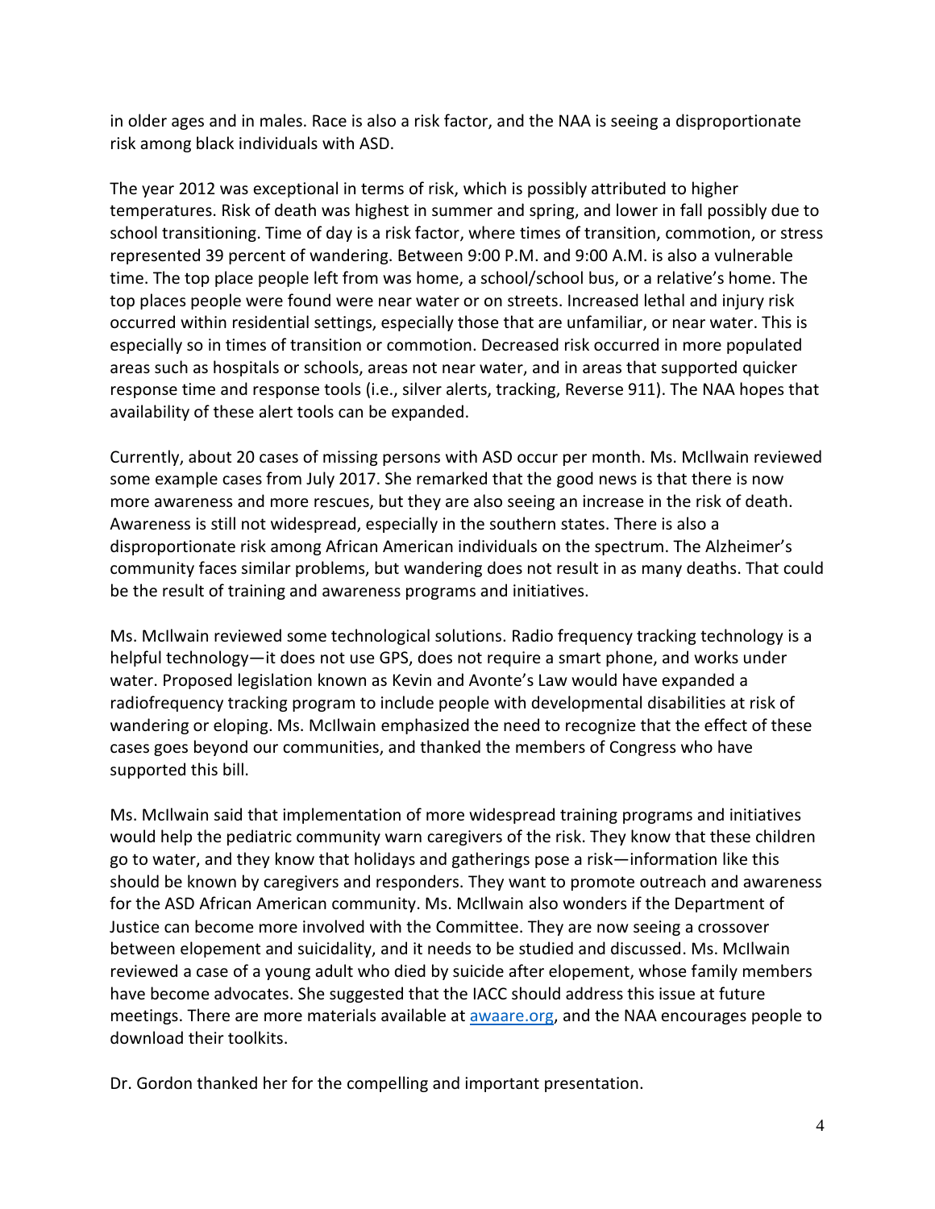in older ages and in males. Race is also a risk factor, and the NAA is seeing a disproportionate risk among black individuals with ASD.

The year 2012 was exceptional in terms of risk, which is possibly attributed to higher temperatures. Risk of death was highest in summer and spring, and lower in fall possibly due to school transitioning. Time of day is a risk factor, where times of transition, commotion, or stress represented 39 percent of wandering. Between 9:00 P.M. and 9:00 A.M. is also a vulnerable time. The top place people left from was home, a school/school bus, or a relative's home. The top places people were found were near water or on streets. Increased lethal and injury risk occurred within residential settings, especially those that are unfamiliar, or near water. This is especially so in times of transition or commotion. Decreased risk occurred in more populated areas such as hospitals or schools, areas not near water, and in areas that supported quicker response time and response tools (i.e., silver alerts, tracking, Reverse 911). The NAA hopes that availability of these alert tools can be expanded.

Currently, about 20 cases of missing persons with ASD occur per month. Ms. McIlwain reviewed some example cases from July 2017. She remarked that the good news is that there is now more awareness and more rescues, but they are also seeing an increase in the risk of death. Awareness is still not widespread, especially in the southern states. There is also a disproportionate risk among African American individuals on the spectrum. The Alzheimer's community faces similar problems, but wandering does not result in as many deaths. That could be the result of training and awareness programs and initiatives.

Ms. McIlwain reviewed some technological solutions. Radio frequency tracking technology is a helpful technology—it does not use GPS, does not require a smart phone, and works under water. Proposed legislation known as Kevin and Avonte's Law would have expanded a radiofrequency tracking program to include people with developmental disabilities at risk of wandering or eloping. Ms. McIlwain emphasized the need to recognize that the effect of these cases goes beyond our communities, and thanked the members of Congress who have supported this bill.

Ms. McIlwain said that implementation of more widespread training programs and initiatives would help the pediatric community warn caregivers of the risk. They know that these children go to water, and they know that holidays and gatherings pose a risk—information like this should be known by caregivers and responders. They want to promote outreach and awareness for the ASD African American community. Ms. McIlwain also wonders if the Department of Justice can become more involved with the Committee. They are now seeing a crossover between elopement and suicidality, and it needs to be studied and discussed. Ms. McIlwain reviewed a case of a young adult who died by suicide after elopement, whose family members have become advocates. She suggested that the IACC should address this issue at future meetings. There are more materials available at [awaare.org](awaare.org), and the NAA encourages people to download their toolkits.

Dr. Gordon thanked her for the compelling and important presentation.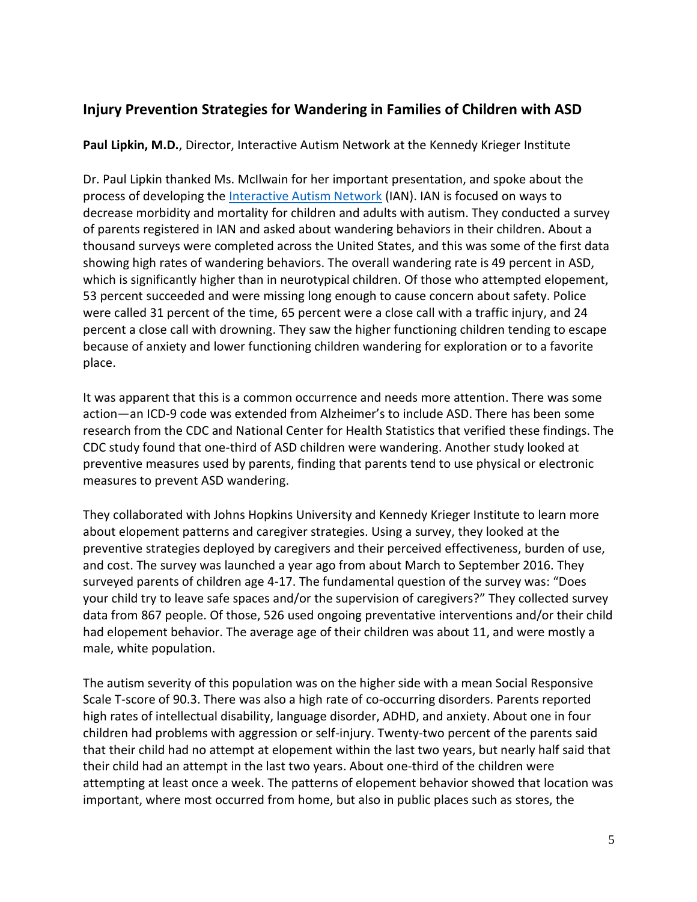## Injury Prevention Strategies for Wandering in Families of Children with ASD

**Paul Lipkin, M.D.**, Director, Interactive Autism Network at the Kennedy Krieger Institute

Dr. Paul Lipkin thanked Ms. McIlwain for her important presentation, and spoke about the process of developing the [Interactive Autism Network](#) (IAN). IAN is focused on ways to decrease morbidity and mortality for children and adults with autism. They conducted a survey of parents registered in IAN and asked about wandering behaviors in their children. About a thousand surveys were completed across the United States, and this was some of the first data showing high rates of wandering behaviors. The overall wandering rate is 49 percent in ASD, which is significantly higher than in neurotypical children. Of those who attempted elopement, 53 percent succeeded and were missing long enough to cause concern about safety. Police were called 31 percent of the time, 65 percent were a close call with a traffic injury, and 24 percent a close call with drowning. They saw the higher functioning children tending to escape because of anxiety and lower functioning children wandering for exploration or to a favorite place.

It was apparent that this is a common occurrence and needs more attention. There was some action—an ICD-9 code was extended from Alzheimer's to include ASD. There has been some research from the CDC and National Center for Health Statistics that verified these findings. The CDC study found that one-third of ASD children were wandering. Another study looked at preventive measures used by parents, finding that parents tend to use physical or electronic measures to prevent ASD wandering.

They collaborated with Johns Hopkins University and Kennedy Krieger Institute to learn more about elopement patterns and caregiver strategies. Using a survey, they looked at the preventive strategies deployed by caregivers and their perceived effectiveness, burden of use, and cost. The survey was launched a year ago from about March to September 2016. They surveyed parents of children age 4-17. The fundamental question of the survey was: "Does your child try to leave safe spaces and/or the supervision of caregivers?" They collected survey data from 867 people. Of those, 526 used ongoing preventative interventions and/or their child had elopement behavior. The average age of their children was about 11, and were mostly a male, white population.

The autism severity of this population was on the higher side with a mean Social Responsive Scale T-score of 90.3. There was also a high rate of co-occurring disorders. Parents reported high rates of intellectual disability, language disorder, ADHD, and anxiety. About one in four children had problems with aggression or self-injury. Twenty-two percent of the parents said that their child had no attempt at elopement within the last two years, but nearly half said that their child had an attempt in the last two years. About one-third of the children were attempting at least once a week. The patterns of elopement behavior showed that location was important, where most occurred from home, but also in public places such as stores, the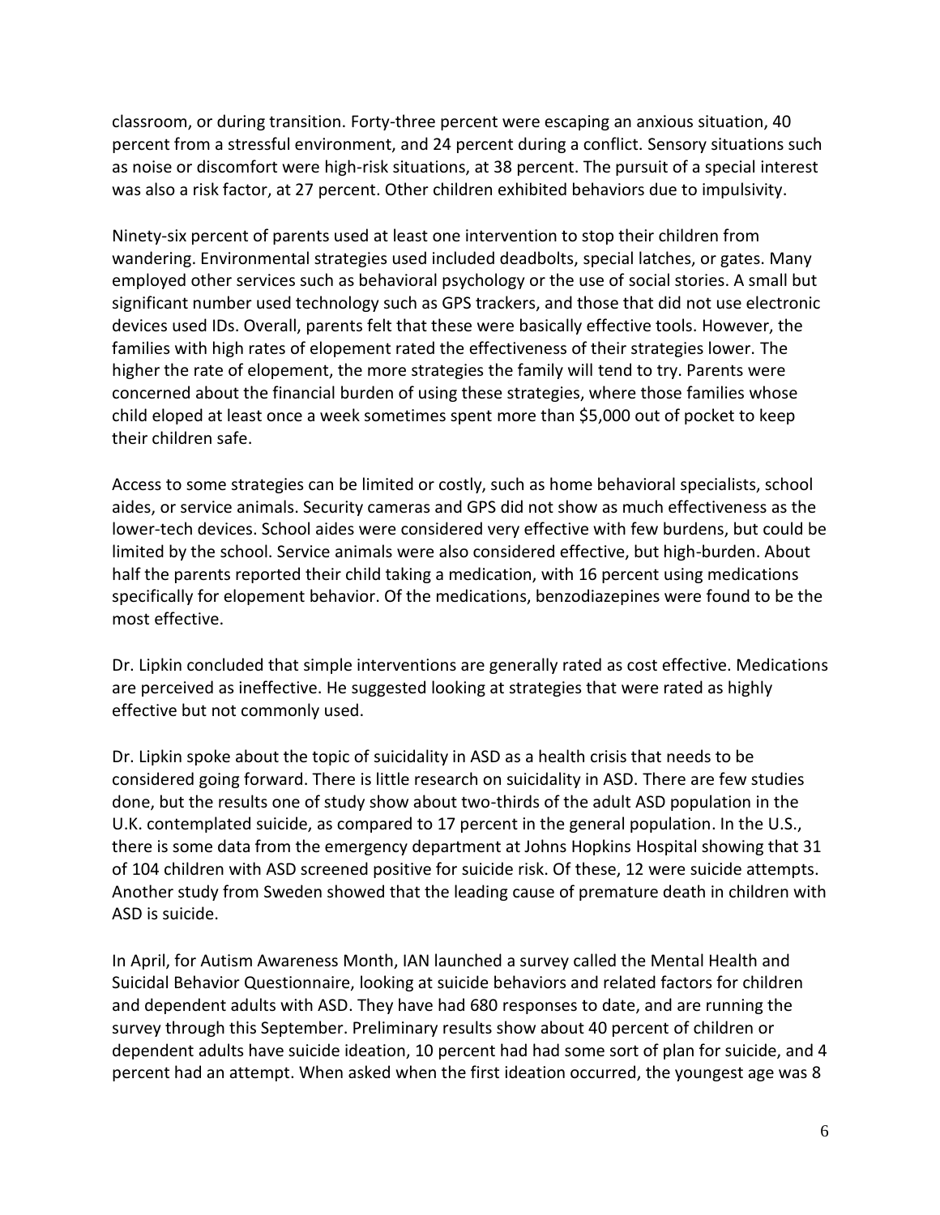classroom, or during transition. Forty-three percent were escaping an anxious situation, 40 percent from a stressful environment, and 24 percent during a conflict. Sensory situations such as noise or discomfort were high-risk situations, at 38 percent. The pursuit of a special interest was also a risk factor, at 27 percent. Other children exhibited behaviors due to impulsivity.

Ninety-six percent of parents used at least one intervention to stop their children from wandering. Environmental strategies used included deadbolts, special latches, or gates. Many employed other services such as behavioral psychology or the use of social stories. A small but significant number used technology such as GPS trackers, and those that did not use electronic devices used IDs. Overall, parents felt that these were basically effective tools. However, the families with high rates of elopement rated the effectiveness of their strategies lower. The higher the rate of elopement, the more strategies the family will tend to try. Parents were concerned about the financial burden of using these strategies, where those families whose child eloped at least once a week sometimes spent more than $5,000 out of pocket to keep their children safe.

Access to some strategies can be limited or costly, such as home behavioral specialists, school aides, or service animals. Security cameras and GPS did not show as much effectiveness as the lower-tech devices. School aides were considered very effective with few burdens, but could be limited by the school. Service animals were also considered effective, but high-burden. About half the parents reported their child taking a medication, with 16 percent using medications specifically for elopement behavior. Of the medications, benzodiazepines were found to be the most effective.

Dr. Lipkin concluded that simple interventions are generally rated as cost effective. Medications are perceived as ineffective. He suggested looking at strategies that were rated as highly effective but not commonly used.

Dr. Lipkin spoke about the topic of suicidality in ASD as a health crisis that needs to be considered going forward. There is little research on suicidality in ASD. There are few studies done, but the results one of study show about two-thirds of the adult ASD population in the U.K. contemplated suicide, as compared to 17 percent in the general population. In the U.S., there is some data from the emergency department at Johns Hopkins Hospital showing that 31 of 104 children with ASD screened positive for suicide risk. Of these, 12 were suicide attempts. Another study from Sweden showed that the leading cause of premature death in children with ASD is suicide.

In April, for Autism Awareness Month, IAN launched a survey called the Mental Health and Suicidal Behavior Questionnaire, looking at suicide behaviors and related factors for children and dependent adults with ASD. They have had 680 responses to date, and are running the survey through this September. Preliminary results show about 40 percent of children or dependent adults have suicide ideation, 10 percent had had some sort of plan for suicide, and 4 percent had an attempt. When asked when the first ideation occurred, the youngest age was 8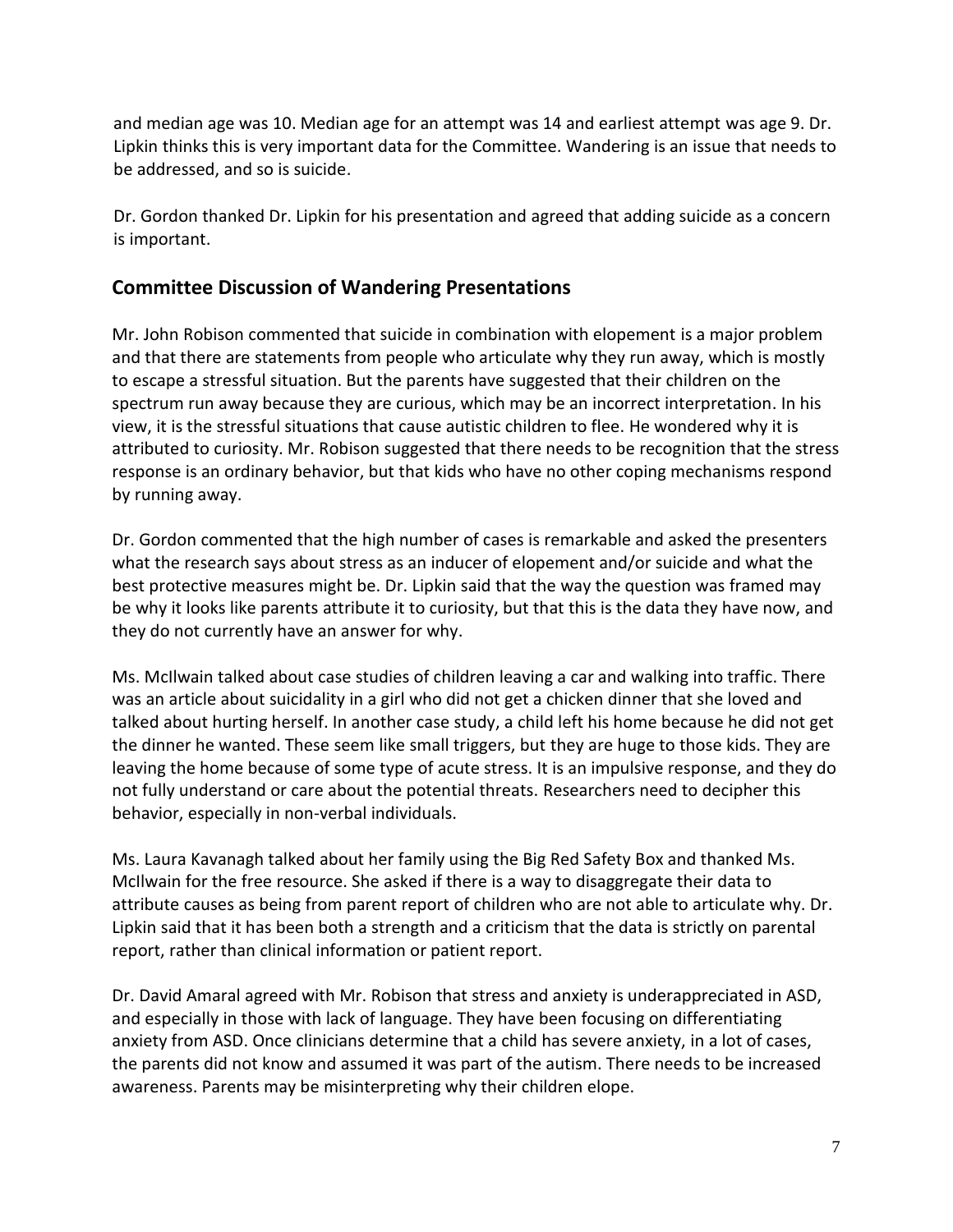and median age was 10. Median age for an attempt was 14 and earliest attempt was age 9. Dr. Lipkin thinks this is very important data for the Committee. Wandering is an issue that needs to be addressed, and so is suicide.

Dr. Gordon thanked Dr. Lipkin for his presentation and agreed that adding suicide as a concern is important.

## Committee Discussion of Wandering Presentations

Mr. John Robison commented that suicide in combination with elopement is a major problem and that there are statements from people who articulate why they run away, which is mostly to escape a stressful situation. But the parents have suggested that their children on the spectrum run away because they are curious, which may be an incorrect interpretation. In his view, it is the stressful situations that cause autistic children to flee. He wondered why it is attributed to curiosity. Mr. Robison suggested that there needs to be recognition that the stress response is an ordinary behavior, but that kids who have no other coping mechanisms respond by running away.

Dr. Gordon commented that the high number of cases is remarkable and asked the presenters what the research says about stress as an inducer of elopement and/or suicide and what the best protective measures might be. Dr. Lipkin said that the way the question was framed may be why it looks like parents attribute it to curiosity, but that this is the data they have now, and they do not currently have an answer for why.

Ms. McIlwain talked about case studies of children leaving a car and walking into traffic. There was an article about suicidality in a girl who did not get a chicken dinner that she loved and talked about hurting herself. In another case study, a child left his home because he did not get the dinner he wanted. These seem like small triggers, but they are huge to those kids. They are leaving the home because of some type of acute stress. It is an impulsive response, and they do not fully understand or care about the potential threats. Researchers need to decipher this behavior, especially in non-verbal individuals.

Ms. Laura Kavanagh talked about her family using the Big Red Safety Box and thanked Ms. McIlwain for the free resource. She asked if there is a way to disaggregate their data to attribute causes as being from parent report of children who are not able to articulate why. Dr. Lipkin said that it has been both a strength and a criticism that the data is strictly on parental report, rather than clinical information or patient report.

Dr. David Amaral agreed with Mr. Robison that stress and anxiety is underappreciated in ASD, and especially in those with lack of language. They have been focusing on differentiating anxiety from ASD. Once clinicians determine that a child has severe anxiety, in a lot of cases, the parents did not know and assumed it was part of the autism. There needs to be increased awareness. Parents may be misinterpreting why their children elope.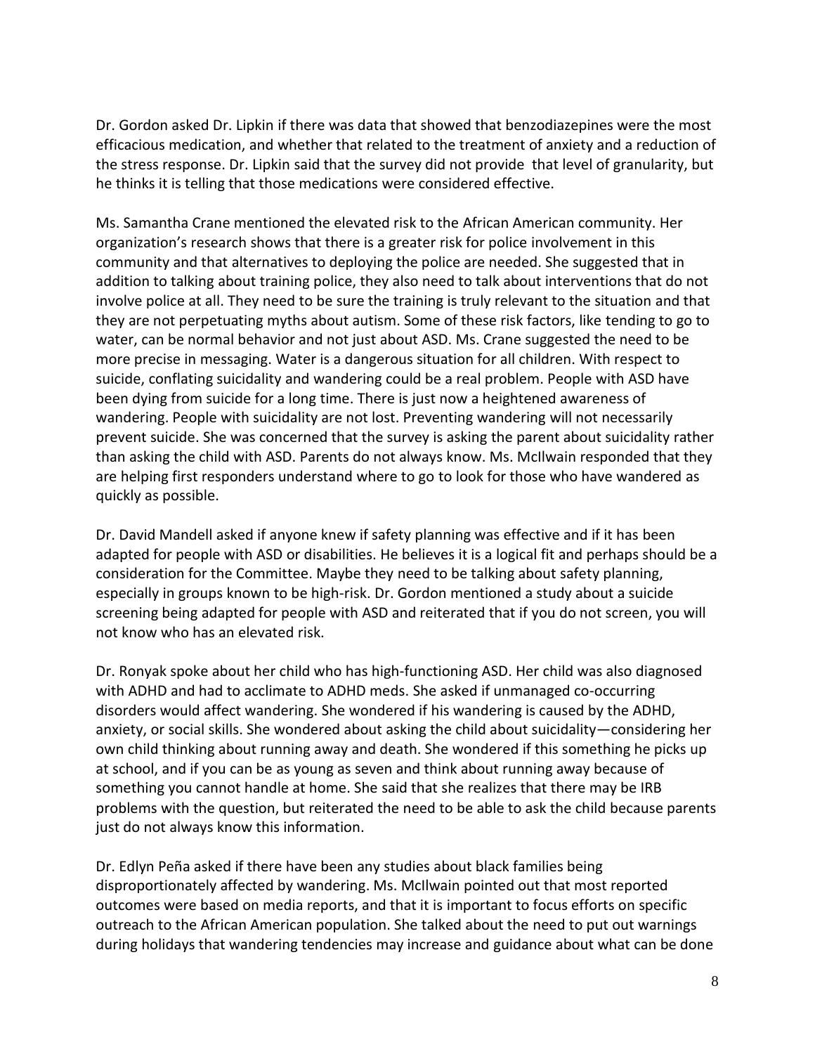Dr. Gordon asked Dr. Lipkin if there was data that showed that benzodiazepines were the most efficacious medication, and whether that related to the treatment of anxiety and a reduction of the stress response. Dr. Lipkin said that the survey did not provide that level of granularity, but he thinks it is telling that those medications were considered effective.

Ms. Samantha Crane mentioned the elevated risk to the African American community. Her organization's research shows that there is a greater risk for police involvement in this community and that alternatives to deploying the police are needed. She suggested that in addition to talking about training police, they also need to talk about interventions that do not involve police at all. They need to be sure the training is truly relevant to the situation and that they are not perpetuating myths about autism. Some of these risk factors, like tending to go to water, can be normal behavior and not just about ASD. Ms. Crane suggested the need to be more precise in messaging. Water is a dangerous situation for all children. With respect to suicide, conflating suicidality and wandering could be a real problem. People with ASD have been dying from suicide for a long time. There is just now a heightened awareness of wandering. People with suicidality are not lost. Preventing wandering will not necessarily prevent suicide. She was concerned that the survey is asking the parent about suicidality rather than asking the child with ASD. Parents do not always know. Ms. McIlwain responded that they are helping first responders understand where to go to look for those who have wandered as quickly as possible.

Dr. David Mandell asked if anyone knew if safety planning was effective and if it has been adapted for people with ASD or disabilities. He believes it is a logical fit and perhaps should be a consideration for the Committee. Maybe they need to be talking about safety planning, especially in groups known to be high-risk. Dr. Gordon mentioned a study about a suicide screening being adapted for people with ASD and reiterated that if you do not screen, you will not know who has an elevated risk.

Dr. Ronyak spoke about her child who has high-functioning ASD. Her child was also diagnosed with ADHD and had to acclimate to ADHD meds. She asked if unmanaged co-occurring disorders would affect wandering. She wondered if his wandering is caused by the ADHD, anxiety, or social skills. She wondered about asking the child about suicidality—considering her own child thinking about running away and death. She wondered if this something he picks up at school, and if you can be as young as seven and think about running away because of something you cannot handle at home. She said that she realizes that there may be IRB problems with the question, but reiterated the need to be able to ask the child because parents just do not always know this information.

Dr. Edlyn Peña asked if there have been any studies about black families being disproportionately affected by wandering. Ms. McIlwain pointed out that most reported outcomes were based on media reports, and that it is important to focus efforts on specific outreach to the African American population. She talked about the need to put out warnings during holidays that wandering tendencies may increase and guidance about what can be done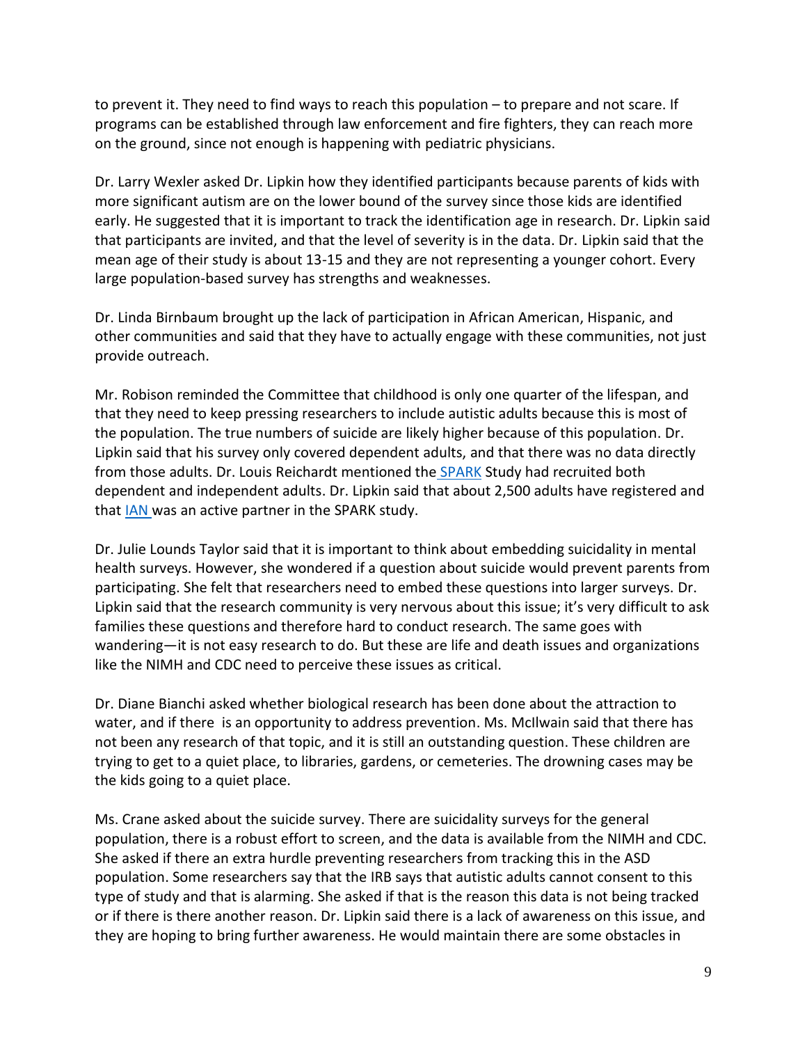to prevent it. They need to find ways to reach this population – to prepare and not scare. If programs can be established through law enforcement and fire fighters, they can reach more on the ground, since not enough is happening with pediatric physicians.

Dr. Larry Wexler asked Dr. Lipkin how they identified participants because parents of kids with more significant autism are on the lower bound of the survey since those kids are identified early. He suggested that it is important to track the identification age in research. Dr. Lipkin said that participants are invited, and that the level of severity is in the data. Dr. Lipkin said that the mean age of their study is about 13-15 and they are not representing a younger cohort. Every large population-based survey has strengths and weaknesses.

Dr. Linda Birnbaum brought up the lack of participation in African American, Hispanic, and other communities and said that they have to actually engage with these communities, not just provide outreach.

Mr. Robison reminded the Committee that childhood is only one quarter of the lifespan, and that they need to keep pressing researchers to include autistic adults because this is most of the population. The true numbers of suicide are likely higher because of this population. Dr. Lipkin said that his survey only covered dependent adults, and that there was no data directly from those adults. Dr. Louis Reichardt mentioned the SPARK Study had recruited both dependent and independent adults. Dr. Lipkin said that about 2,500 adults have registered and that IAN was an active partner in the SPARK study.

Dr. Julie Lounds Taylor said that it is important to think about embedding suicidality in mental health surveys. However, she wondered if a question about suicide would prevent parents from participating. She felt that researchers need to embed these questions into larger surveys. Dr. Lipkin said that the research community is very nervous about this issue; it's very difficult to ask families these questions and therefore hard to conduct research. The same goes with wandering—it is not easy research to do. But these are life and death issues and organizations like the NIMH and CDC need to perceive these issues as critical.

Dr. Diane Bianchi asked whether biological research has been done about the attraction to water, and if there is an opportunity to address prevention. Ms. McIlwain said that there has not been any research of that topic, and it is still an outstanding question. These children are trying to get to a quiet place, to libraries, gardens, or cemeteries. The drowning cases may be the kids going to a quiet place.

Ms. Crane asked about the suicide survey. There are suicidality surveys for the general population, there is a robust effort to screen, and the data is available from the NIMH and CDC. She asked if there an extra hurdle preventing researchers from tracking this in the ASD population. Some researchers say that the IRB says that autistic adults cannot consent to this type of study and that is alarming. She asked if that is the reason this data is not being tracked or if there is there another reason. Dr. Lipkin said there is a lack of awareness on this issue, and they are hoping to bring further awareness. He would maintain there are some obstacles in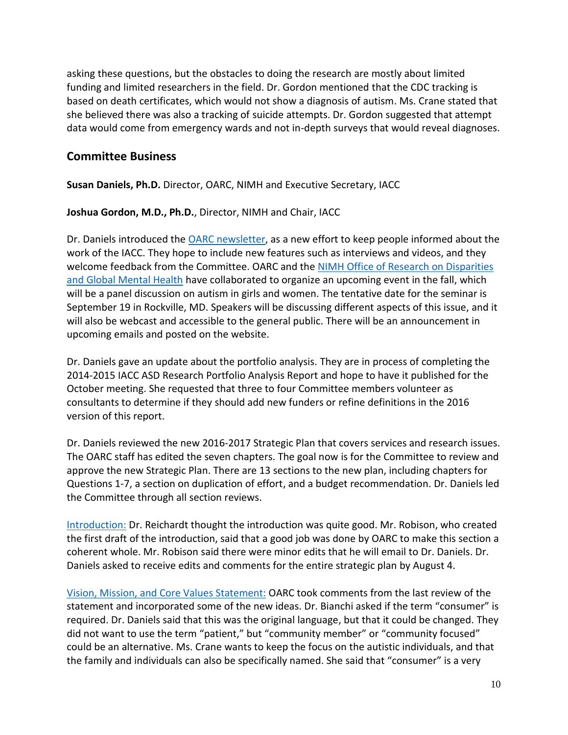asking these questions, but the obstacles to doing the research are mostly about limited funding and limited researchers in the field. Dr. Gordon mentioned that the CDC tracking is based on death certificates, which would not show a diagnosis of autism. Ms. Crane stated that she believed there was also a tracking of suicide attempts. Dr. Gordon suggested that attempt data would come from emergency wards and not in-depth surveys that would reveal diagnoses.

## Committee Business

**Susan Daniels, Ph.D.** Director, OARC, NIMH and Executive Secretary, IACC

**Joshua Gordon, M.D., Ph.D.**, Director, NIMH and Chair, IACC

Dr. Daniels introduced the OARC newsletter, as a new effort to keep people informed about the work of the IACC. They hope to include new features such as interviews and videos, and they welcome feedback from the Committee. OARC and the NIMH Office of Research on Disparities and Global Mental Health have collaborated to organize an upcoming event in the fall, which will be a panel discussion on autism in girls and women. The tentative date for the seminar is September 19 in Rockville, MD. Speakers will be discussing different aspects of this issue, and it will also be webcast and accessible to the general public. There will be an announcement in upcoming emails and posted on the website.

Dr. Daniels gave an update about the portfolio analysis. They are in process of completing the 2014-2015 IACC ASD Research Portfolio Analysis Report and hope to have it published for the October meeting. She requested that three to four Committee members volunteer as consultants to determine if they should add new funders or refine definitions in the 2016 version of this report.

Dr. Daniels reviewed the new 2016-2017 Strategic Plan that covers services and research issues. The OARC staff has edited the seven chapters. The goal now is for the Committee to review and approve the new Strategic Plan. There are 13 sections to the new plan, including chapters for Questions 1-7, a section on duplication of effort, and a budget recommendation. Dr. Daniels led the Committee through all section reviews.

Introduction: Dr. Reichardt thought the introduction was quite good. Mr. Robison, who created the first draft of the introduction, said that a good job was done by OARC to make this section a coherent whole. Mr. Robison said there were minor edits that he will email to Dr. Daniels. Dr. Daniels asked to receive edits and comments for the entire strategic plan by August 4.

Vision, Mission, and Core Values Statement: OARC took comments from the last review of the statement and incorporated some of the new ideas. Dr. Bianchi asked if the term "consumer" is required. Dr. Daniels said that this was the original language, but that it could be changed. They did not want to use the term "patient," but "community member" or "community focused" could be an alternative. Ms. Crane wants to keep the focus on the autistic individuals, and that the family and individuals can also be specifically named. She said that "consumer" is a very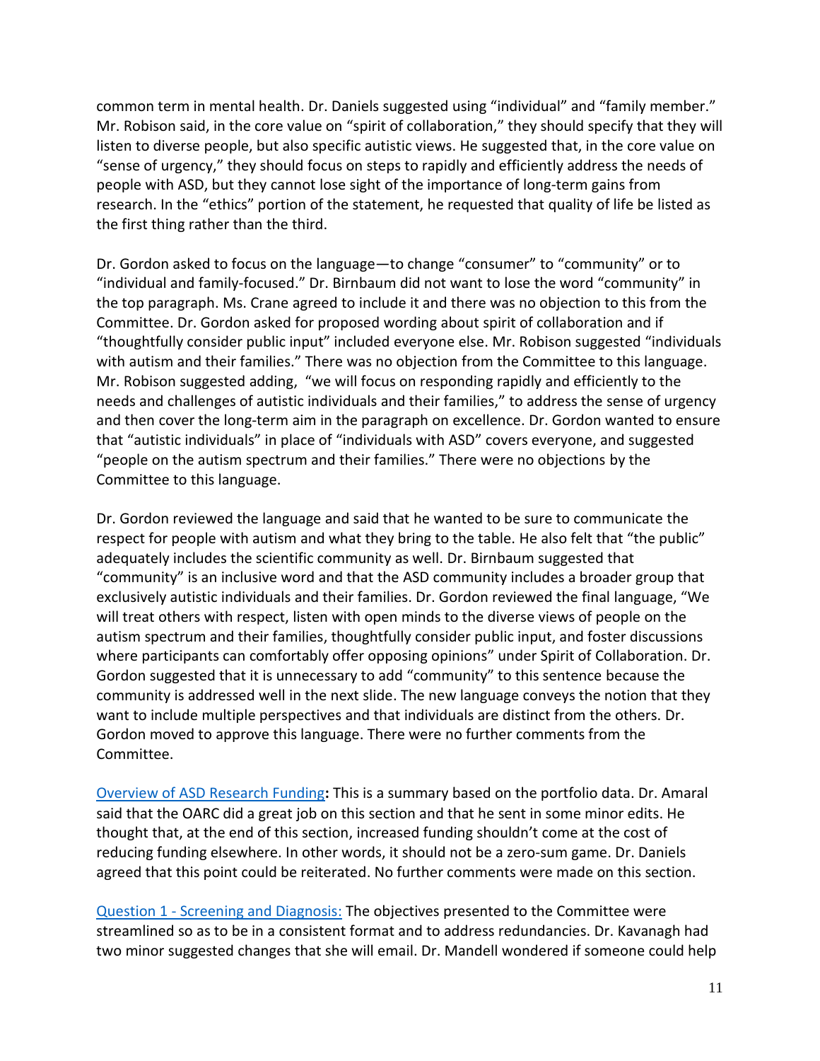common term in mental health. Dr. Daniels suggested using “individual” and “family member.” Mr. Robison said, in the core value on “spirit of collaboration,” they should specify that they will listen to diverse people, but also specific autistic views. He suggested that, in the core value on “sense of urgency,” they should focus on steps to rapidly and efficiently address the needs of people with ASD, but they cannot lose sight of the importance of long-term gains from research. In the “ethics” portion of the statement, he requested that quality of life be listed as the first thing rather than the third.

Dr. Gordon asked to focus on the language—to change “consumer” to “community” or to “individual and family-focused.” Dr. Birnbaum did not want to lose the word “community” in the top paragraph. Ms. Crane agreed to include it and there was no objection to this from the Committee. Dr. Gordon asked for proposed wording about spirit of collaboration and if “thoughtfully consider public input” included everyone else. Mr. Robison suggested “individuals with autism and their families.” There was no objection from the Committee to this language. Mr. Robison suggested adding, “we will focus on responding rapidly and efficiently to the needs and challenges of autistic individuals and their families,” to address the sense of urgency and then cover the long-term aim in the paragraph on excellence. Dr. Gordon wanted to ensure that “autistic individuals” in place of “individuals with ASD” covers everyone, and suggested “people on the autism spectrum and their families.” There were no objections by the Committee to this language.

Dr. Gordon reviewed the language and said that he wanted to be sure to communicate the respect for people with autism and what they bring to the table. He also felt that “the public” adequately includes the scientific community as well. Dr. Birnbaum suggested that “community” is an inclusive word and that the ASD community includes a broader group that exclusively autistic individuals and their families. Dr. Gordon reviewed the final language, “We will treat others with respect, listen with open minds to the diverse views of people on the autism spectrum and their families, thoughtfully consider public input, and foster discussions where participants can comfortably offer opposing opinions” under Spirit of Collaboration. Dr. Gordon suggested that it is unnecessary to add “community” to this sentence because the community is addressed well in the next slide. The new language conveys the notion that they want to include multiple perspectives and that individuals are distinct from the others. Dr. Gordon moved to approve this language. There were no further comments from the Committee.

Overview of ASD Research Funding**:** This is a summary based on the portfolio data. Dr. Amaral said that the OARC did a great job on this section and that he sent in some minor edits. He thought that, at the end of this section, increased funding shouldn’t come at the cost of reducing funding elsewhere. In other words, it should not be a zero-sum game. Dr. Daniels agreed that this point could be reiterated. No further comments were made on this section.

Question 1 - Screening and Diagnosis: The objectives presented to the Committee were streamlined so as to be in a consistent format and to address redundancies. Dr. Kavanagh had two minor suggested changes that she will email. Dr. Mandell wondered if someone could help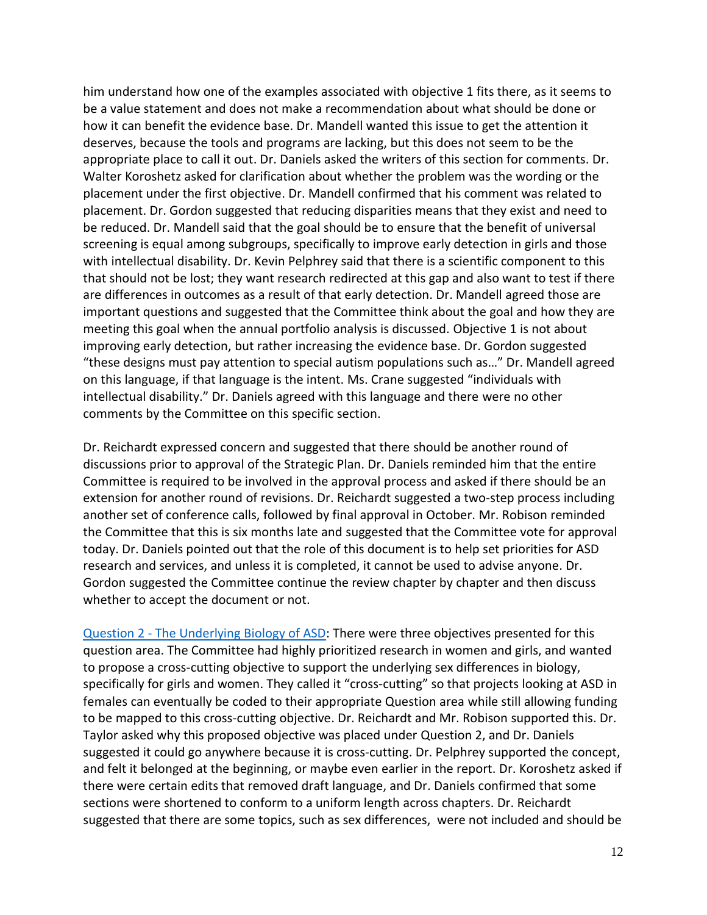him understand how one of the examples associated with objective 1 fits there, as it seems to be a value statement and does not make a recommendation about what should be done or how it can benefit the evidence base. Dr. Mandell wanted this issue to get the attention it deserves, because the tools and programs are lacking, but this does not seem to be the appropriate place to call it out. Dr. Daniels asked the writers of this section for comments. Dr. Walter Koroshetz asked for clarification about whether the problem was the wording or the placement under the first objective. Dr. Mandell confirmed that his comment was related to placement. Dr. Gordon suggested that reducing disparities means that they exist and need to be reduced. Dr. Mandell said that the goal should be to ensure that the benefit of universal screening is equal among subgroups, specifically to improve early detection in girls and those with intellectual disability. Dr. Kevin Pelphrey said that there is a scientific component to this that should not be lost; they want research redirected at this gap and also want to test if there are differences in outcomes as a result of that early detection. Dr. Mandell agreed those are important questions and suggested that the Committee think about the goal and how they are meeting this goal when the annual portfolio analysis is discussed. Objective 1 is not about improving early detection, but rather increasing the evidence base. Dr. Gordon suggested "these designs must pay attention to special autism populations such as…" Dr. Mandell agreed on this language, if that language is the intent. Ms. Crane suggested "individuals with intellectual disability." Dr. Daniels agreed with this language and there were no other comments by the Committee on this specific section.

Dr. Reichardt expressed concern and suggested that there should be another round of discussions prior to approval of the Strategic Plan. Dr. Daniels reminded him that the entire Committee is required to be involved in the approval process and asked if there should be an extension for another round of revisions. Dr. Reichardt suggested a two-step process including another set of conference calls, followed by final approval in October. Mr. Robison reminded the Committee that this is six months late and suggested that the Committee vote for approval today. Dr. Daniels pointed out that the role of this document is to help set priorities for ASD research and services, and unless it is completed, it cannot be used to advise anyone. Dr. Gordon suggested the Committee continue the review chapter by chapter and then discuss whether to accept the document or not.

Question 2 - The Underlying Biology of ASD: There were three objectives presented for this question area. The Committee had highly prioritized research in women and girls, and wanted to propose a cross-cutting objective to support the underlying sex differences in biology, specifically for girls and women. They called it "cross-cutting" so that projects looking at ASD in females can eventually be coded to their appropriate Question area while still allowing funding to be mapped to this cross-cutting objective. Dr. Reichardt and Mr. Robison supported this. Dr. Taylor asked why this proposed objective was placed under Question 2, and Dr. Daniels suggested it could go anywhere because it is cross-cutting. Dr. Pelphrey supported the concept, and felt it belonged at the beginning, or maybe even earlier in the report. Dr. Koroshetz asked if there were certain edits that removed draft language, and Dr. Daniels confirmed that some sections were shortened to conform to a uniform length across chapters. Dr. Reichardt suggested that there are some topics, such as sex differences, were not included and should be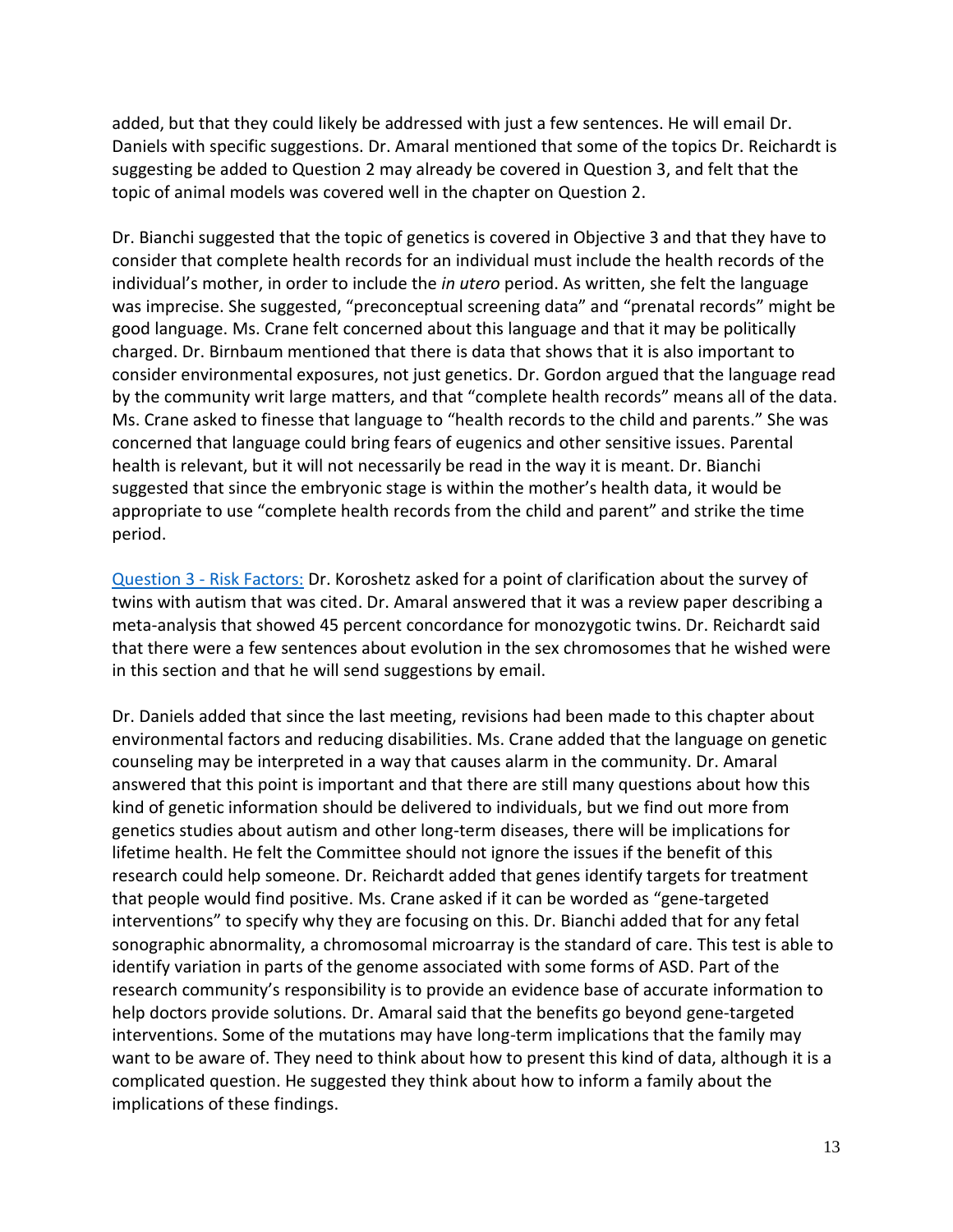added, but that they could likely be addressed with just a few sentences. He will email Dr. Daniels with specific suggestions. Dr. Amaral mentioned that some of the topics Dr. Reichardt is suggesting be added to Question 2 may already be covered in Question 3, and felt that the topic of animal models was covered well in the chapter on Question 2.

Dr. Bianchi suggested that the topic of genetics is covered in Objective 3 and that they have to consider that complete health records for an individual must include the health records of the individual's mother, in order to include the *in utero* period. As written, she felt the language was imprecise. She suggested, "preconceptual screening data" and "prenatal records" might be good language. Ms. Crane felt concerned about this language and that it may be politically charged. Dr. Birnbaum mentioned that there is data that shows that it is also important to consider environmental exposures, not just genetics. Dr. Gordon argued that the language read by the community writ large matters, and that "complete health records" means all of the data. Ms. Crane asked to finesse that language to "health records to the child and parents." She was concerned that language could bring fears of eugenics and other sensitive issues. Parental health is relevant, but it will not necessarily be read in the way it is meant. Dr. Bianchi suggested that since the embryonic stage is within the mother's health data, it would be appropriate to use "complete health records from the child and parent" and strike the time period.

[Question 3 - Risk Factors:] Dr. Koroshetz asked for a point of clarification about the survey of twins with autism that was cited. Dr. Amaral answered that it was a review paper describing a meta-analysis that showed 45 percent concordance for monozygotic twins. Dr. Reichardt said that there were a few sentences about evolution in the sex chromosomes that he wished were in this section and that he will send suggestions by email.

Dr. Daniels added that since the last meeting, revisions had been made to this chapter about environmental factors and reducing disabilities. Ms. Crane added that the language on genetic counseling may be interpreted in a way that causes alarm in the community. Dr. Amaral answered that this point is important and that there are still many questions about how this kind of genetic information should be delivered to individuals, but we find out more from genetics studies about autism and other long-term diseases, there will be implications for lifetime health. He felt the Committee should not ignore the issues if the benefit of this research could help someone. Dr. Reichardt added that genes identify targets for treatment that people would find positive. Ms. Crane asked if it can be worded as "gene-targeted interventions" to specify why they are focusing on this. Dr. Bianchi added that for any fetal sonographic abnormality, a chromosomal microarray is the standard of care. This test is able to identify variation in parts of the genome associated with some forms of ASD. Part of the research community's responsibility is to provide an evidence base of accurate information to help doctors provide solutions. Dr. Amaral said that the benefits go beyond gene-targeted interventions. Some of the mutations may have long-term implications that the family may want to be aware of. They need to think about how to present this kind of data, although it is a complicated question. He suggested they think about how to inform a family about the implications of these findings.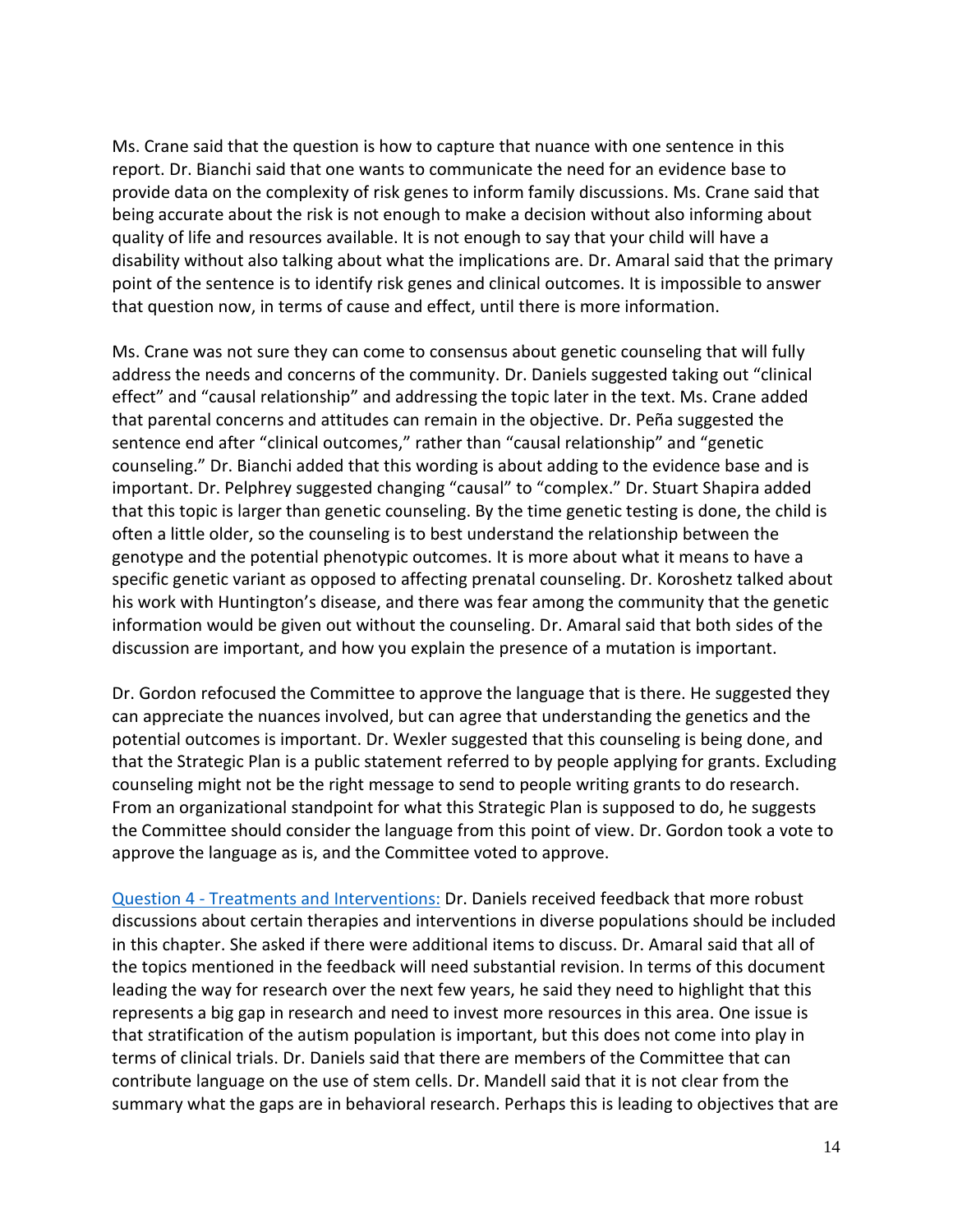Ms. Crane said that the question is how to capture that nuance with one sentence in this report. Dr. Bianchi said that one wants to communicate the need for an evidence base to provide data on the complexity of risk genes to inform family discussions. Ms. Crane said that being accurate about the risk is not enough to make a decision without also informing about quality of life and resources available. It is not enough to say that your child will have a disability without also talking about what the implications are. Dr. Amaral said that the primary point of the sentence is to identify risk genes and clinical outcomes. It is impossible to answer that question now, in terms of cause and effect, until there is more information.

Ms. Crane was not sure they can come to consensus about genetic counseling that will fully address the needs and concerns of the community. Dr. Daniels suggested taking out "clinical effect" and "causal relationship" and addressing the topic later in the text. Ms. Crane added that parental concerns and attitudes can remain in the objective. Dr. Peña suggested the sentence end after "clinical outcomes," rather than "causal relationship" and "genetic counseling." Dr. Bianchi added that this wording is about adding to the evidence base and is important. Dr. Pelphrey suggested changing "causal" to "complex." Dr. Stuart Shapira added that this topic is larger than genetic counseling. By the time genetic testing is done, the child is often a little older, so the counseling is to best understand the relationship between the genotype and the potential phenotypic outcomes. It is more about what it means to have a specific genetic variant as opposed to affecting prenatal counseling. Dr. Koroshetz talked about his work with Huntington's disease, and there was fear among the community that the genetic information would be given out without the counseling. Dr. Amaral said that both sides of the discussion are important, and how you explain the presence of a mutation is important.

Dr. Gordon refocused the Committee to approve the language that is there. He suggested they can appreciate the nuances involved, but can agree that understanding the genetics and the potential outcomes is important. Dr. Wexler suggested that this counseling is being done, and that the Strategic Plan is a public statement referred to by people applying for grants. Excluding counseling might not be the right message to send to people writing grants to do research. From an organizational standpoint for what this Strategic Plan is supposed to do, he suggests the Committee should consider the language from this point of view. Dr. Gordon took a vote to approve the language as is, and the Committee voted to approve.

Question 4 - Treatments and Interventions: Dr. Daniels received feedback that more robust discussions about certain therapies and interventions in diverse populations should be included in this chapter. She asked if there were additional items to discuss. Dr. Amaral said that all of the topics mentioned in the feedback will need substantial revision. In terms of this document leading the way for research over the next few years, he said they need to highlight that this represents a big gap in research and need to invest more resources in this area. One issue is that stratification of the autism population is important, but this does not come into play in terms of clinical trials. Dr. Daniels said that there are members of the Committee that can contribute language on the use of stem cells. Dr. Mandell said that it is not clear from the summary what the gaps are in behavioral research. Perhaps this is leading to objectives that are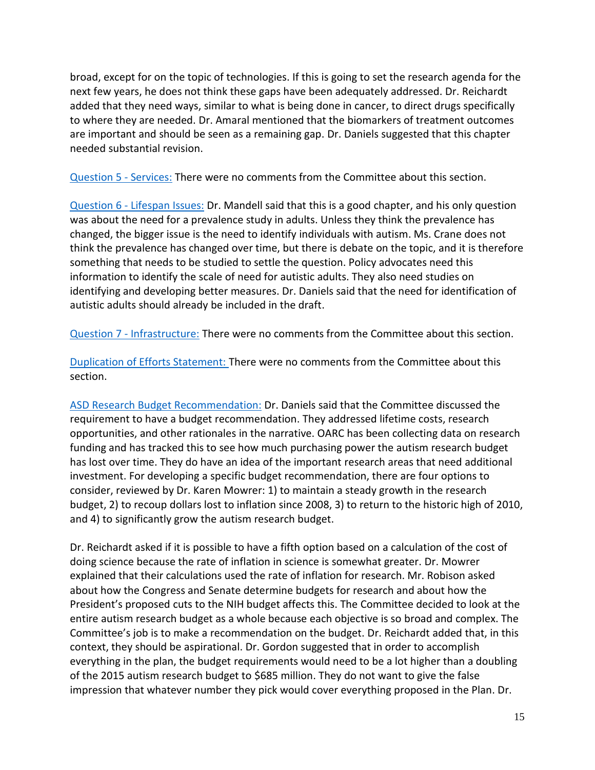broad, except for on the topic of technologies. If this is going to set the research agenda for the next few years, he does not think these gaps have been adequately addressed. Dr. Reichardt added that they need ways, similar to what is being done in cancer, to direct drugs specifically to where they are needed. Dr. Amaral mentioned that the biomarkers of treatment outcomes are important and should be seen as a remaining gap. Dr. Daniels suggested that this chapter needed substantial revision.

Question 5 - Services: There were no comments from the Committee about this section.

Question 6 - Lifespan Issues: Dr. Mandell said that this is a good chapter, and his only question was about the need for a prevalence study in adults. Unless they think the prevalence has changed, the bigger issue is the need to identify individuals with autism. Ms. Crane does not think the prevalence has changed over time, but there is debate on the topic, and it is therefore something that needs to be studied to settle the question. Policy advocates need this information to identify the scale of need for autistic adults. They also need studies on identifying and developing better measures. Dr. Daniels said that the need for identification of autistic adults should already be included in the draft.

Question 7 - Infrastructure: There were no comments from the Committee about this section.

Duplication of Efforts Statement: There were no comments from the Committee about this section.

ASD Research Budget Recommendation: Dr. Daniels said that the Committee discussed the requirement to have a budget recommendation. They addressed lifetime costs, research opportunities, and other rationales in the narrative. OARC has been collecting data on research funding and has tracked this to see how much purchasing power the autism research budget has lost over time. They do have an idea of the important research areas that need additional investment. For developing a specific budget recommendation, there are four options to consider, reviewed by Dr. Karen Mowrer: 1) to maintain a steady growth in the research budget, 2) to recoup dollars lost to inflation since 2008, 3) to return to the historic high of 2010, and 4) to significantly grow the autism research budget.

Dr. Reichardt asked if it is possible to have a fifth option based on a calculation of the cost of doing science because the rate of inflation in science is somewhat greater. Dr. Mowrer explained that their calculations used the rate of inflation for research. Mr. Robison asked about how the Congress and Senate determine budgets for research and about how the President's proposed cuts to the NIH budget affects this. The Committee decided to look at the entire autism research budget as a whole because each objective is so broad and complex. The Committee's job is to make a recommendation on the budget. Dr. Reichardt added that, in this context, they should be aspirational. Dr. Gordon suggested that in order to accomplish everything in the plan, the budget requirements would need to be a lot higher than a doubling of the 2015 autism research budget to $685 million. They do not want to give the false impression that whatever number they pick would cover everything proposed in the Plan. Dr.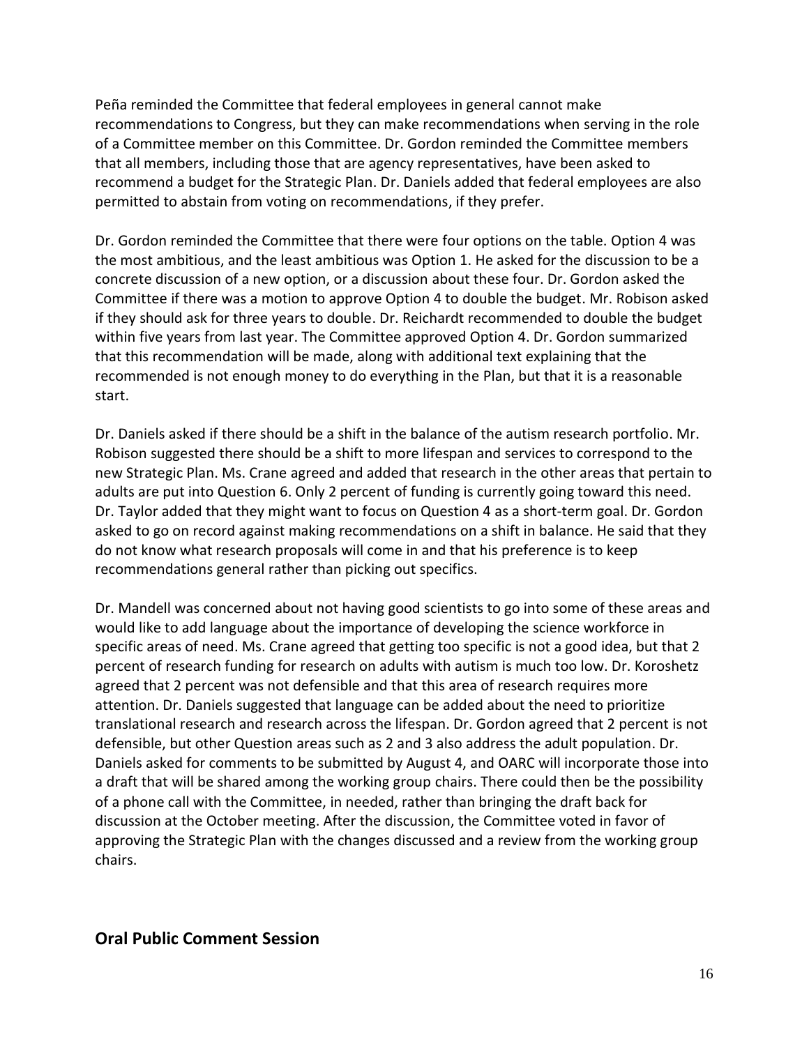Peña reminded the Committee that federal employees in general cannot make recommendations to Congress, but they can make recommendations when serving in the role of a Committee member on this Committee. Dr. Gordon reminded the Committee members that all members, including those that are agency representatives, have been asked to recommend a budget for the Strategic Plan. Dr. Daniels added that federal employees are also permitted to abstain from voting on recommendations, if they prefer.

Dr. Gordon reminded the Committee that there were four options on the table. Option 4 was the most ambitious, and the least ambitious was Option 1. He asked for the discussion to be a concrete discussion of a new option, or a discussion about these four. Dr. Gordon asked the Committee if there was a motion to approve Option 4 to double the budget. Mr. Robison asked if they should ask for three years to double. Dr. Reichardt recommended to double the budget within five years from last year. The Committee approved Option 4. Dr. Gordon summarized that this recommendation will be made, along with additional text explaining that the recommended is not enough money to do everything in the Plan, but that it is a reasonable start.

Dr. Daniels asked if there should be a shift in the balance of the autism research portfolio. Mr. Robison suggested there should be a shift to more lifespan and services to correspond to the new Strategic Plan. Ms. Crane agreed and added that research in the other areas that pertain to adults are put into Question 6. Only 2 percent of funding is currently going toward this need. Dr. Taylor added that they might want to focus on Question 4 as a short-term goal. Dr. Gordon asked to go on record against making recommendations on a shift in balance. He said that they do not know what research proposals will come in and that his preference is to keep recommendations general rather than picking out specifics.

Dr. Mandell was concerned about not having good scientists to go into some of these areas and would like to add language about the importance of developing the science workforce in specific areas of need. Ms. Crane agreed that getting too specific is not a good idea, but that 2 percent of research funding for research on adults with autism is much too low. Dr. Koroshetz agreed that 2 percent was not defensible and that this area of research requires more attention. Dr. Daniels suggested that language can be added about the need to prioritize translational research and research across the lifespan. Dr. Gordon agreed that 2 percent is not defensible, but other Question areas such as 2 and 3 also address the adult population. Dr. Daniels asked for comments to be submitted by August 4, and OARC will incorporate those into a draft that will be shared among the working group chairs. There could then be the possibility of a phone call with the Committee, in needed, rather than bringing the draft back for discussion at the October meeting. After the discussion, the Committee voted in favor of approving the Strategic Plan with the changes discussed and a review from the working group chairs.

## Oral Public Comment Session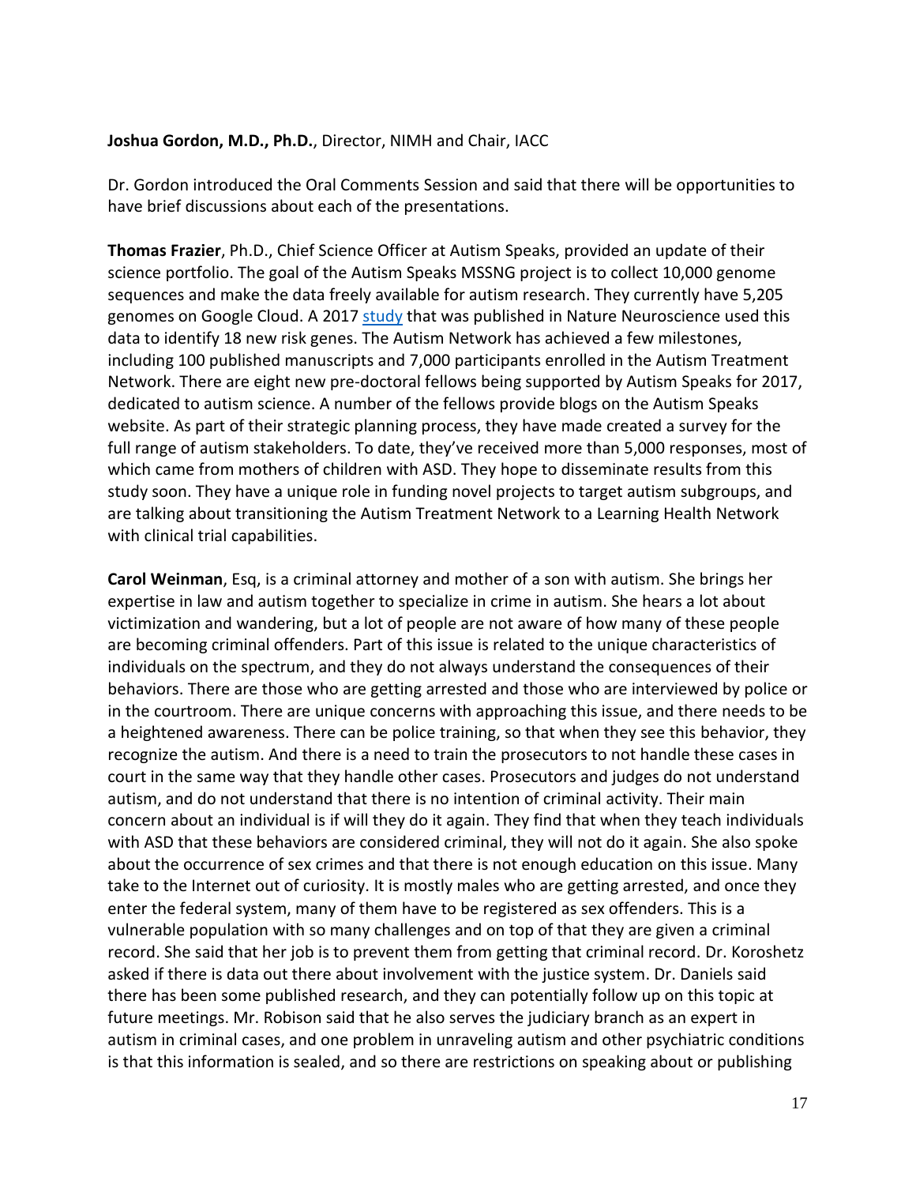**Joshua Gordon, M.D., Ph.D.**, Director, NIMH and Chair, IACC

Dr. Gordon introduced the Oral Comments Session and said that there will be opportunities to have brief discussions about each of the presentations.

**Thomas Frazier**, Ph.D., Chief Science Officer at Autism Speaks, provided an update of their science portfolio. The goal of the Autism Speaks MSSNG project is to collect 10,000 genome sequences and make the data freely available for autism research. They currently have 5,205 genomes on Google Cloud. A 2017 [study](#) that was published in Nature Neuroscience used this data to identify 18 new risk genes. The Autism Network has achieved a few milestones, including 100 published manuscripts and 7,000 participants enrolled in the Autism Treatment Network. There are eight new pre-doctoral fellows being supported by Autism Speaks for 2017, dedicated to autism science. A number of the fellows provide blogs on the Autism Speaks website. As part of their strategic planning process, they have made created a survey for the full range of autism stakeholders. To date, they've received more than 5,000 responses, most of which came from mothers of children with ASD. They hope to disseminate results from this study soon. They have a unique role in funding novel projects to target autism subgroups, and are talking about transitioning the Autism Treatment Network to a Learning Health Network with clinical trial capabilities.

**Carol Weinman**, Esq, is a criminal attorney and mother of a son with autism. She brings her expertise in law and autism together to specialize in crime in autism. She hears a lot about victimization and wandering, but a lot of people are not aware of how many of these people are becoming criminal offenders. Part of this issue is related to the unique characteristics of individuals on the spectrum, and they do not always understand the consequences of their behaviors. There are those who are getting arrested and those who are interviewed by police or in the courtroom. There are unique concerns with approaching this issue, and there needs to be a heightened awareness. There can be police training, so that when they see this behavior, they recognize the autism. And there is a need to train the prosecutors to not handle these cases in court in the same way that they handle other cases. Prosecutors and judges do not understand autism, and do not understand that there is no intention of criminal activity. Their main concern about an individual is if will they do it again. They find that when they teach individuals with ASD that these behaviors are considered criminal, they will not do it again. She also spoke about the occurrence of sex crimes and that there is not enough education on this issue. Many take to the Internet out of curiosity. It is mostly males who are getting arrested, and once they enter the federal system, many of them have to be registered as sex offenders. This is a vulnerable population with so many challenges and on top of that they are given a criminal record. She said that her job is to prevent them from getting that criminal record. Dr. Koroshetz asked if there is data out there about involvement with the justice system. Dr. Daniels said there has been some published research, and they can potentially follow up on this topic at future meetings. Mr. Robison said that he also serves the judiciary branch as an expert in autism in criminal cases, and one problem in unraveling autism and other psychiatric conditions is that this information is sealed, and so there are restrictions on speaking about or publishing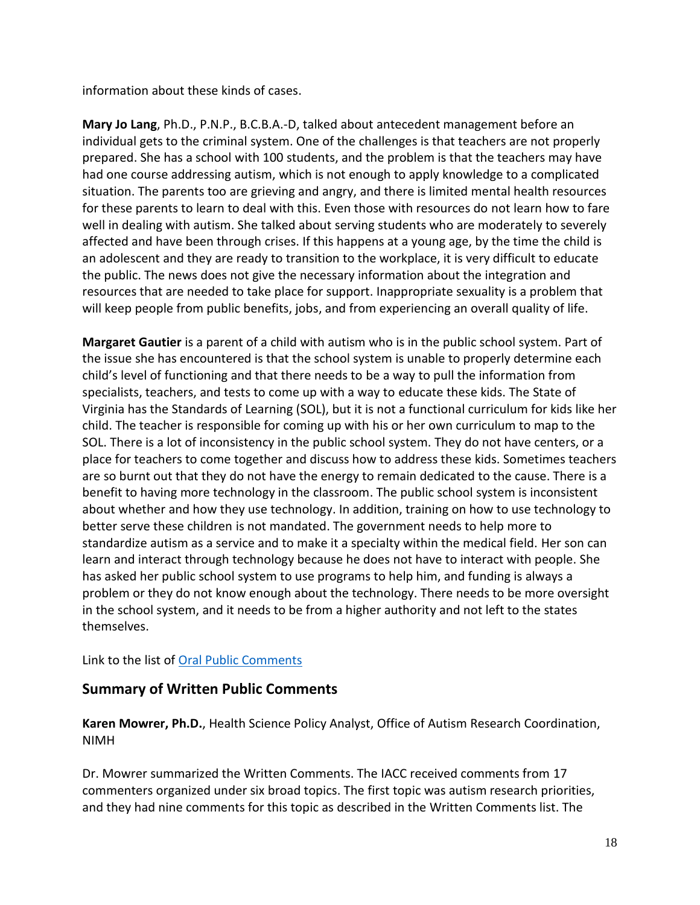information about these kinds of cases.

**Mary Jo Lang**, Ph.D., P.N.P., B.C.B.A.-D, talked about antecedent management before an individual gets to the criminal system. One of the challenges is that teachers are not properly prepared. She has a school with 100 students, and the problem is that the teachers may have had one course addressing autism, which is not enough to apply knowledge to a complicated situation. The parents too are grieving and angry, and there is limited mental health resources for these parents to learn to deal with this. Even those with resources do not learn how to fare well in dealing with autism. She talked about serving students who are moderately to severely affected and have been through crises. If this happens at a young age, by the time the child is an adolescent and they are ready to transition to the workplace, it is very difficult to educate the public. The news does not give the necessary information about the integration and resources that are needed to take place for support. Inappropriate sexuality is a problem that will keep people from public benefits, jobs, and from experiencing an overall quality of life.

**Margaret Gautier** is a parent of a child with autism who is in the public school system. Part of the issue she has encountered is that the school system is unable to properly determine each child's level of functioning and that there needs to be a way to pull the information from specialists, teachers, and tests to come up with a way to educate these kids. The State of Virginia has the Standards of Learning (SOL), but it is not a functional curriculum for kids like her child. The teacher is responsible for coming up with his or her own curriculum to map to the SOL. There is a lot of inconsistency in the public school system. They do not have centers, or a place for teachers to come together and discuss how to address these kids. Sometimes teachers are so burnt out that they do not have the energy to remain dedicated to the cause. There is a benefit to having more technology in the classroom. The public school system is inconsistent about whether and how they use technology. In addition, training on how to use technology to better serve these children is not mandated. The government needs to help more to standardize autism as a service and to make it a specialty within the medical field. Her son can learn and interact through technology because he does not have to interact with people. She has asked her public school system to use programs to help him, and funding is always a problem or they do not know enough about the technology. There needs to be more oversight in the school system, and it needs to be from a higher authority and not left to the states themselves.

Link to the list of [Oral Public Comments]

## Summary of Written Public Comments

**Karen Mowrer, Ph.D.**, Health Science Policy Analyst, Office of Autism Research Coordination, NIMH

Dr. Mowrer summarized the Written Comments. The IACC received comments from 17 commenters organized under six broad topics. The first topic was autism research priorities, and they had nine comments for this topic as described in the Written Comments list. The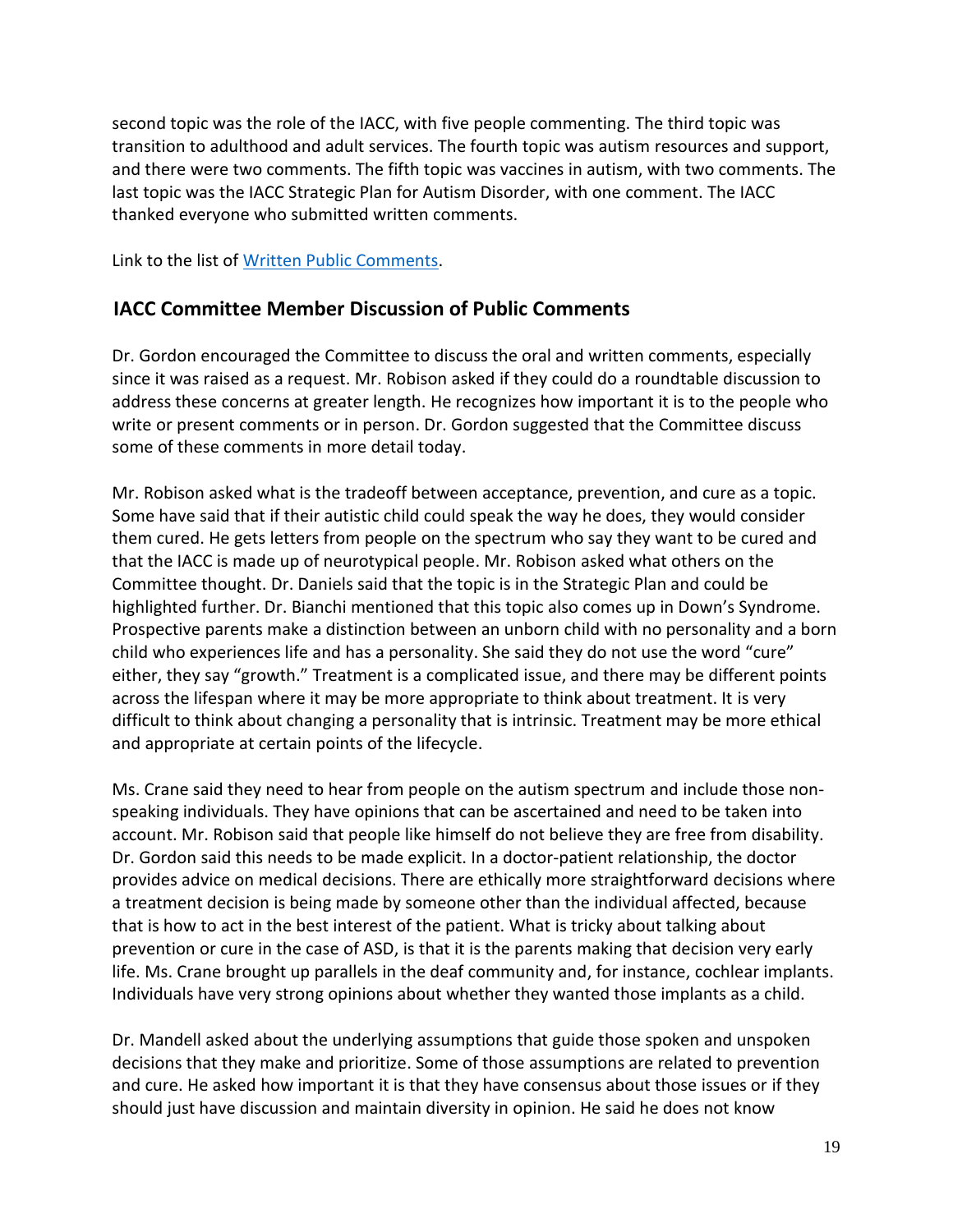second topic was the role of the IACC, with five people commenting. The third topic was transition to adulthood and adult services. The fourth topic was autism resources and support, and there were two comments. The fifth topic was vaccines in autism, with two comments. The last topic was the IACC Strategic Plan for Autism Disorder, with one comment. The IACC thanked everyone who submitted written comments.

Link to the list of [Written Public Comments](#).

## IACC Committee Member Discussion of Public Comments

Dr. Gordon encouraged the Committee to discuss the oral and written comments, especially since it was raised as a request. Mr. Robison asked if they could do a roundtable discussion to address these concerns at greater length. He recognizes how important it is to the people who write or present comments or in person. Dr. Gordon suggested that the Committee discuss some of these comments in more detail today.

Mr. Robison asked what is the tradeoff between acceptance, prevention, and cure as a topic. Some have said that if their autistic child could speak the way he does, they would consider them cured. He gets letters from people on the spectrum who say they want to be cured and that the IACC is made up of neurotypical people. Mr. Robison asked what others on the Committee thought. Dr. Daniels said that the topic is in the Strategic Plan and could be highlighted further. Dr. Bianchi mentioned that this topic also comes up in Down's Syndrome. Prospective parents make a distinction between an unborn child with no personality and a born child who experiences life and has a personality. She said they do not use the word "cure" either, they say "growth." Treatment is a complicated issue, and there may be different points across the lifespan where it may be more appropriate to think about treatment. It is very difficult to think about changing a personality that is intrinsic. Treatment may be more ethical and appropriate at certain points of the lifecycle.

Ms. Crane said they need to hear from people on the autism spectrum and include those non-speaking individuals. They have opinions that can be ascertained and need to be taken into account. Mr. Robison said that people like himself do not believe they are free from disability. Dr. Gordon said this needs to be made explicit. In a doctor-patient relationship, the doctor provides advice on medical decisions. There are ethically more straightforward decisions where a treatment decision is being made by someone other than the individual affected, because that is how to act in the best interest of the patient. What is tricky about talking about prevention or cure in the case of ASD, is that it is the parents making that decision very early life. Ms. Crane brought up parallels in the deaf community and, for instance, cochlear implants. Individuals have very strong opinions about whether they wanted those implants as a child.

Dr. Mandell asked about the underlying assumptions that guide those spoken and unspoken decisions that they make and prioritize. Some of those assumptions are related to prevention and cure. He asked how important it is that they have consensus about those issues or if they should just have discussion and maintain diversity in opinion. He said he does not know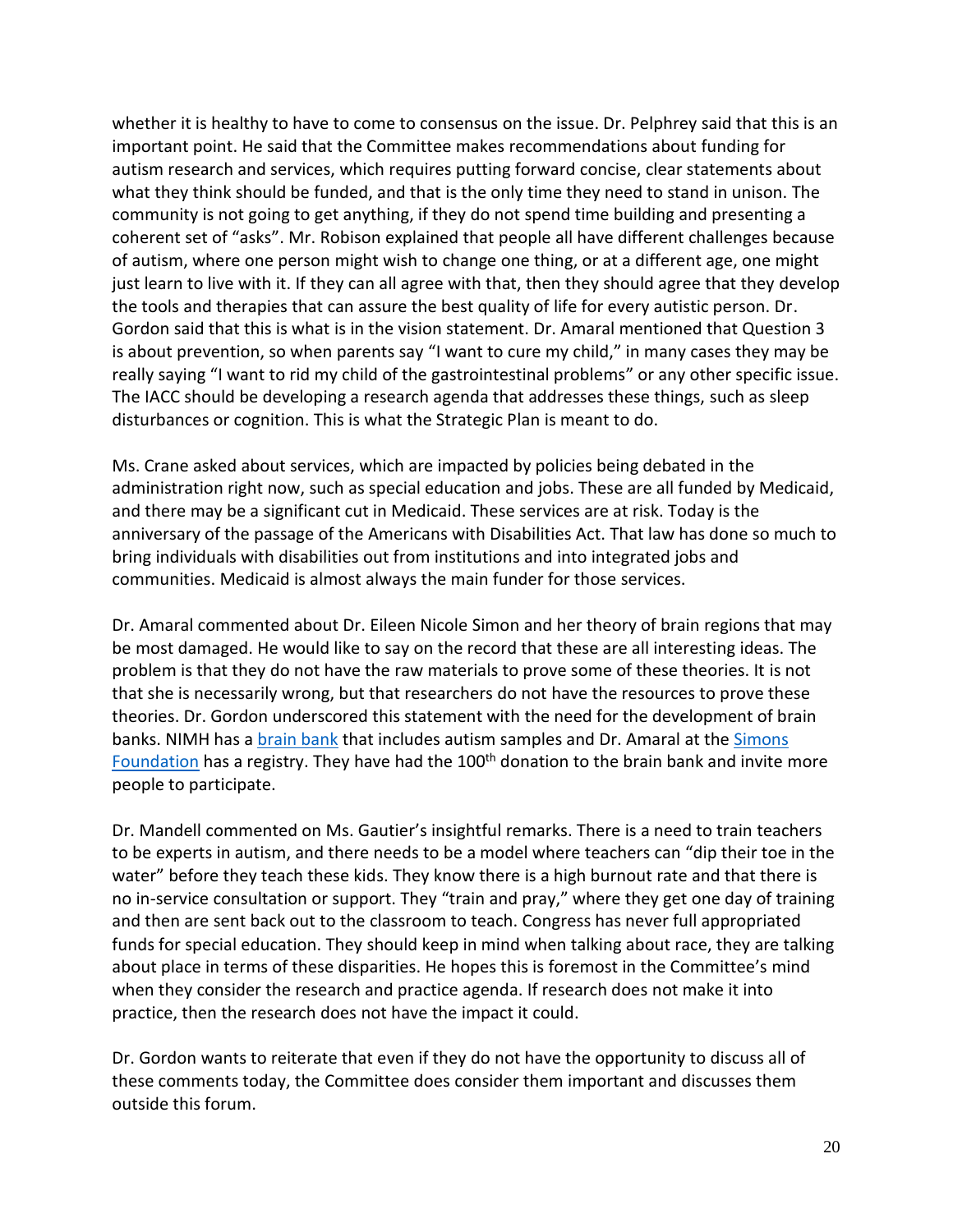whether it is healthy to have to come to consensus on the issue. Dr. Pelphrey said that this is an important point. He said that the Committee makes recommendations about funding for autism research and services, which requires putting forward concise, clear statements about what they think should be funded, and that is the only time they need to stand in unison. The community is not going to get anything, if they do not spend time building and presenting a coherent set of "asks". Mr. Robison explained that people all have different challenges because of autism, where one person might wish to change one thing, or at a different age, one might just learn to live with it. If they can all agree with that, then they should agree that they develop the tools and therapies that can assure the best quality of life for every autistic person. Dr. Gordon said that this is what is in the vision statement. Dr. Amaral mentioned that Question 3 is about prevention, so when parents say "I want to cure my child," in many cases they may be really saying "I want to rid my child of the gastrointestinal problems" or any other specific issue. The IACC should be developing a research agenda that addresses these things, such as sleep disturbances or cognition. This is what the Strategic Plan is meant to do.

Ms. Crane asked about services, which are impacted by policies being debated in the administration right now, such as special education and jobs. These are all funded by Medicaid, and there may be a significant cut in Medicaid. These services are at risk. Today is the anniversary of the passage of the Americans with Disabilities Act. That law has done so much to bring individuals with disabilities out from institutions and into integrated jobs and communities. Medicaid is almost always the main funder for those services.

Dr. Amaral commented about Dr. Eileen Nicole Simon and her theory of brain regions that may be most damaged. He would like to say on the record that these are all interesting ideas. The problem is that they do not have the raw materials to prove some of these theories. It is not that she is necessarily wrong, but that researchers do not have the resources to prove these theories. Dr. Gordon underscored this statement with the need for the development of brain banks. NIMH has a brain bank that includes autism samples and Dr. Amaral at the Simons Foundation has a registry. They have had the 100th donation to the brain bank and invite more people to participate.

Dr. Mandell commented on Ms. Gautier's insightful remarks. There is a need to train teachers to be experts in autism, and there needs to be a model where teachers can "dip their toe in the water" before they teach these kids. They know there is a high burnout rate and that there is no in-service consultation or support. They "train and pray," where they get one day of training and then are sent back out to the classroom to teach. Congress has never full appropriated funds for special education. They should keep in mind when talking about race, they are talking about place in terms of these disparities. He hopes this is foremost in the Committee's mind when they consider the research and practice agenda. If research does not make it into practice, then the research does not have the impact it could.

Dr. Gordon wants to reiterate that even if they do not have the opportunity to discuss all of these comments today, the Committee does consider them important and discusses them outside this forum.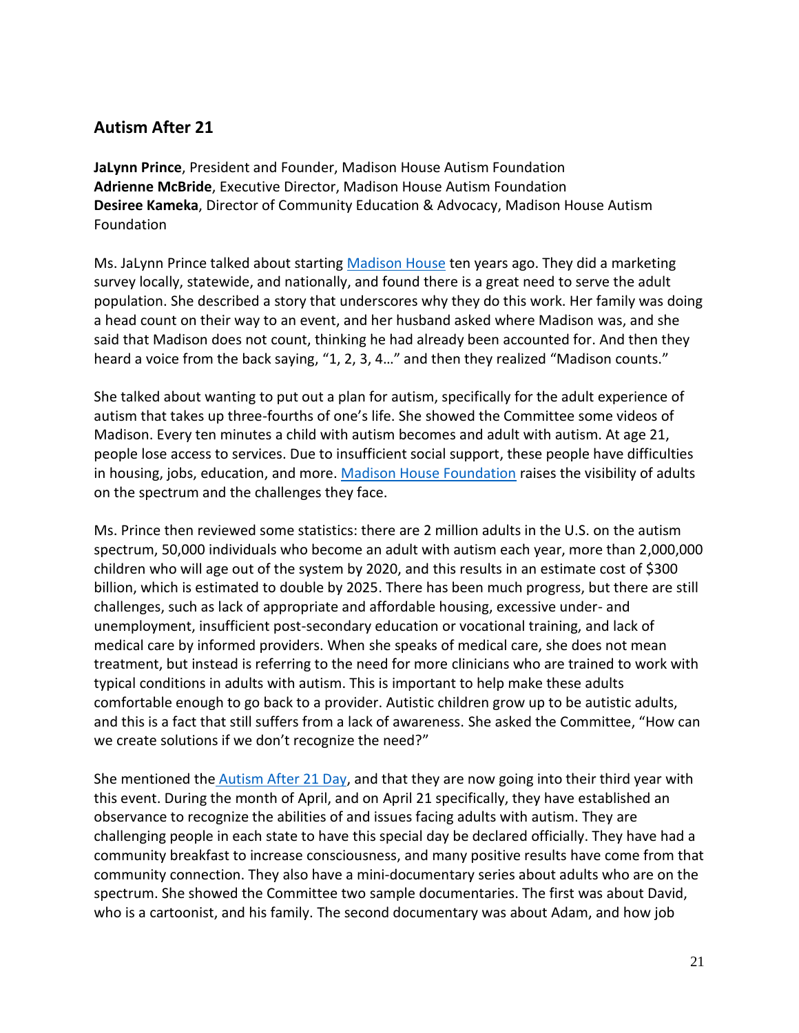## Autism After 21

**JaLynn Prince**, President and Founder, Madison House Autism Foundation
**Adrienne McBride**, Executive Director, Madison House Autism Foundation
**Desiree Kameka**, Director of Community Education & Advocacy, Madison House Autism Foundation

Ms. JaLynn Prince talked about starting Madison House ten years ago. They did a marketing survey locally, statewide, and nationally, and found there is a great need to serve the adult population. She described a story that underscores why they do this work. Her family was doing a head count on their way to an event, and her husband asked where Madison was, and she said that Madison does not count, thinking he had already been accounted for. And then they heard a voice from the back saying, "1, 2, 3, 4…" and then they realized "Madison counts."

She talked about wanting to put out a plan for autism, specifically for the adult experience of autism that takes up three-fourths of one's life. She showed the Committee some videos of Madison. Every ten minutes a child with autism becomes and adult with autism. At age 21, people lose access to services. Due to insufficient social support, these people have difficulties in housing, jobs, education, and more. Madison House Foundation raises the visibility of adults on the spectrum and the challenges they face.

Ms. Prince then reviewed some statistics: there are 2 million adults in the U.S. on the autism spectrum, 50,000 individuals who become an adult with autism each year, more than 2,000,000 children who will age out of the system by 2020, and this results in an estimate cost of $300 billion, which is estimated to double by 2025. There has been much progress, but there are still challenges, such as lack of appropriate and affordable housing, excessive under- and unemployment, insufficient post-secondary education or vocational training, and lack of medical care by informed providers. When she speaks of medical care, she does not mean treatment, but instead is referring to the need for more clinicians who are trained to work with typical conditions in adults with autism. This is important to help make these adults comfortable enough to go back to a provider. Autistic children grow up to be autistic adults, and this is a fact that still suffers from a lack of awareness. She asked the Committee, "How can we create solutions if we don't recognize the need?"

She mentioned the Autism After 21 Day, and that they are now going into their third year with this event. During the month of April, and on April 21 specifically, they have established an observance to recognize the abilities of and issues facing adults with autism. They are challenging people in each state to have this special day be declared officially. They have had a community breakfast to increase consciousness, and many positive results have come from that community connection. They also have a mini-documentary series about adults who are on the spectrum. She showed the Committee two sample documentaries. The first was about David, who is a cartoonist, and his family. The second documentary was about Adam, and how job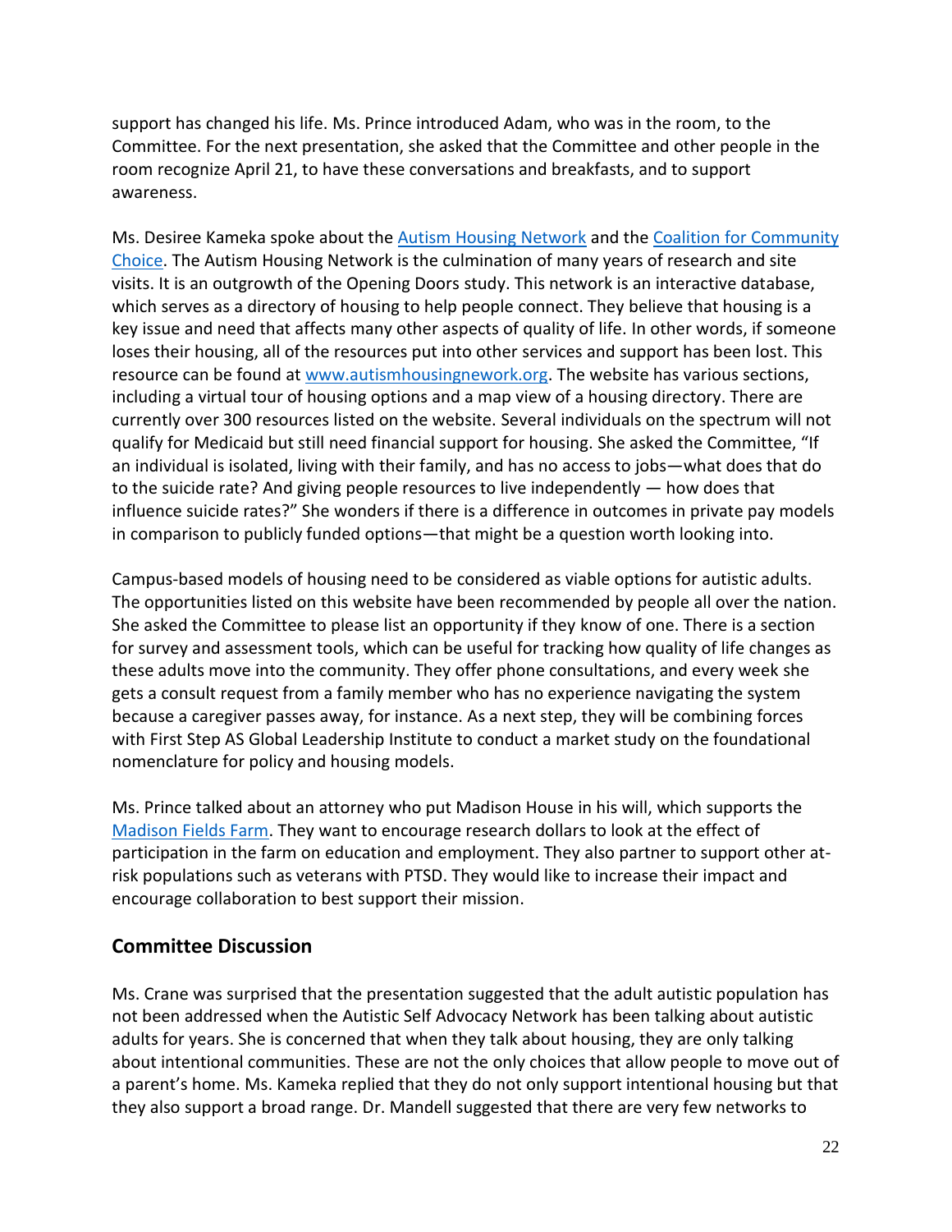support has changed his life. Ms. Prince introduced Adam, who was in the room, to the Committee. For the next presentation, she asked that the Committee and other people in the room recognize April 21, to have these conversations and breakfasts, and to support awareness.

Ms. Desiree Kameka spoke about the [Autism Housing Network](www.autismhousingnework.org) and the [Coalition for Community Choice](). The Autism Housing Network is the culmination of many years of research and site visits. It is an outgrowth of the Opening Doors study. This network is an interactive database, which serves as a directory of housing to help people connect. They believe that housing is a key issue and need that affects many other aspects of quality of life. In other words, if someone loses their housing, all of the resources put into other services and support has been lost. This resource can be found at [www.autismhousingnework.org](www.autismhousingnework.org). The website has various sections, including a virtual tour of housing options and a map view of a housing directory. There are currently over 300 resources listed on the website. Several individuals on the spectrum will not qualify for Medicaid but still need financial support for housing. She asked the Committee, "If an individual is isolated, living with their family, and has no access to jobs—what does that do to the suicide rate? And giving people resources to live independently — how does that influence suicide rates?" She wonders if there is a difference in outcomes in private pay models in comparison to publicly funded options—that might be a question worth looking into.

Campus-based models of housing need to be considered as viable options for autistic adults. The opportunities listed on this website have been recommended by people all over the nation. She asked the Committee to please list an opportunity if they know of one. There is a section for survey and assessment tools, which can be useful for tracking how quality of life changes as these adults move into the community. They offer phone consultations, and every week she gets a consult request from a family member who has no experience navigating the system because a caregiver passes away, for instance. As a next step, they will be combining forces with First Step AS Global Leadership Institute to conduct a market study on the foundational nomenclature for policy and housing models.

Ms. Prince talked about an attorney who put Madison House in his will, which supports the [Madison Fields Farm](). They want to encourage research dollars to look at the effect of participation in the farm on education and employment. They also partner to support other at-risk populations such as veterans with PTSD. They would like to increase their impact and encourage collaboration to best support their mission.

## Committee Discussion

Ms. Crane was surprised that the presentation suggested that the adult autistic population has not been addressed when the Autistic Self Advocacy Network has been talking about autistic adults for years. She is concerned that when they talk about housing, they are only talking about intentional communities. These are not the only choices that allow people to move out of a parent's home. Ms. Kameka replied that they do not only support intentional housing but that they also support a broad range. Dr. Mandell suggested that there are very few networks to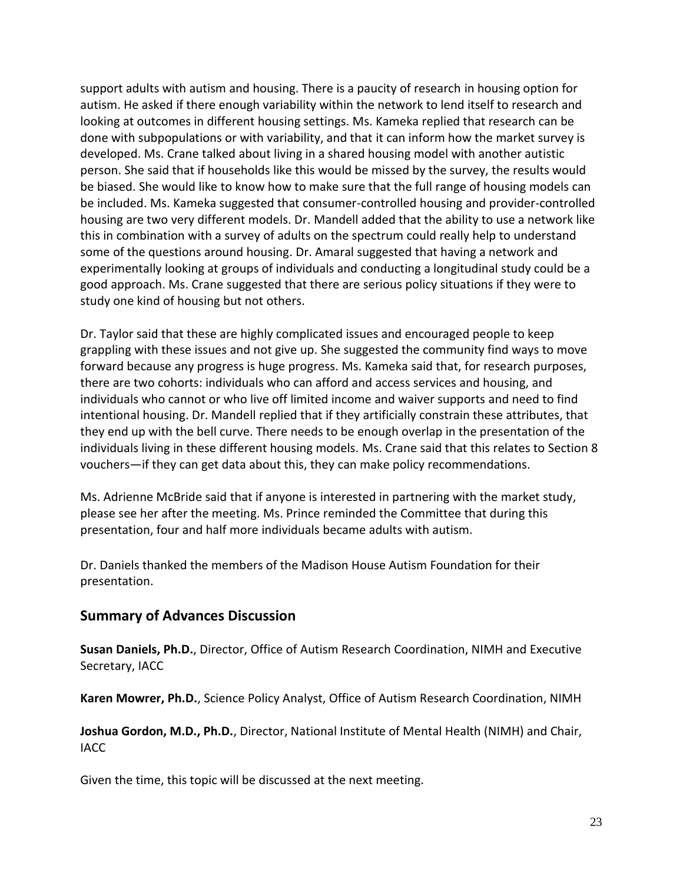support adults with autism and housing. There is a paucity of research in housing option for autism. He asked if there enough variability within the network to lend itself to research and looking at outcomes in different housing settings. Ms. Kameka replied that research can be done with subpopulations or with variability, and that it can inform how the market survey is developed. Ms. Crane talked about living in a shared housing model with another autistic person. She said that if households like this would be missed by the survey, the results would be biased. She would like to know how to make sure that the full range of housing models can be included. Ms. Kameka suggested that consumer-controlled housing and provider-controlled housing are two very different models. Dr. Mandell added that the ability to use a network like this in combination with a survey of adults on the spectrum could really help to understand some of the questions around housing. Dr. Amaral suggested that having a network and experimentally looking at groups of individuals and conducting a longitudinal study could be a good approach. Ms. Crane suggested that there are serious policy situations if they were to study one kind of housing but not others.

Dr. Taylor said that these are highly complicated issues and encouraged people to keep grappling with these issues and not give up. She suggested the community find ways to move forward because any progress is huge progress. Ms. Kameka said that, for research purposes, there are two cohorts: individuals who can afford and access services and housing, and individuals who cannot or who live off limited income and waiver supports and need to find intentional housing. Dr. Mandell replied that if they artificially constrain these attributes, that they end up with the bell curve. There needs to be enough overlap in the presentation of the individuals living in these different housing models. Ms. Crane said that this relates to Section 8 vouchers—if they can get data about this, they can make policy recommendations.

Ms. Adrienne McBride said that if anyone is interested in partnering with the market study, please see her after the meeting. Ms. Prince reminded the Committee that during this presentation, four and half more individuals became adults with autism.

Dr. Daniels thanked the members of the Madison House Autism Foundation for their presentation.

## Summary of Advances Discussion

**Susan Daniels, Ph.D.**, Director, Office of Autism Research Coordination, NIMH and Executive Secretary, IACC

**Karen Mowrer, Ph.D.**, Science Policy Analyst, Office of Autism Research Coordination, NIMH

**Joshua Gordon, M.D., Ph.D.**, Director, National Institute of Mental Health (NIMH) and Chair, IACC

Given the time, this topic will be discussed at the next meeting.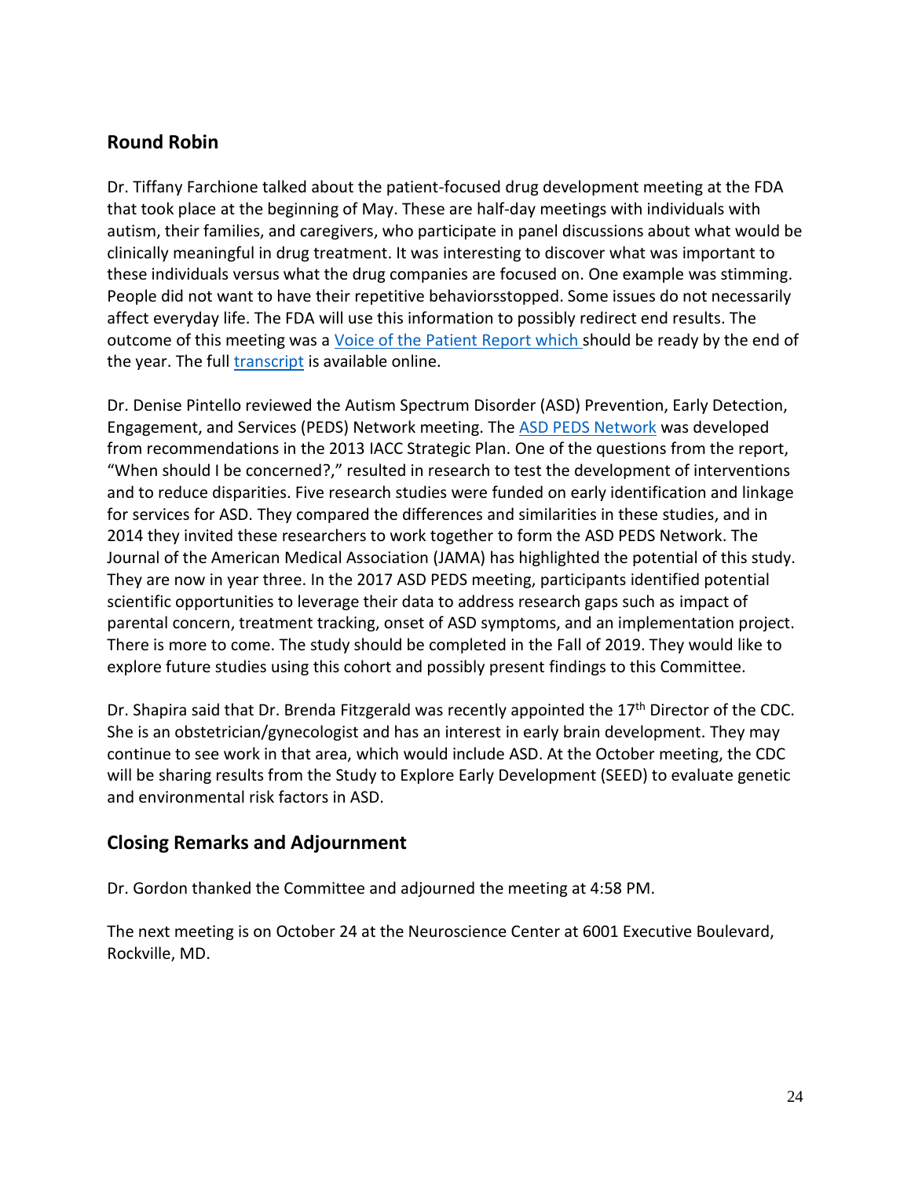## Round Robin

Dr. Tiffany Farchione talked about the patient-focused drug development meeting at the FDA that took place at the beginning of May. These are half-day meetings with individuals with autism, their families, and caregivers, who participate in panel discussions about what would be clinically meaningful in drug treatment. It was interesting to discover what was important to these individuals versus what the drug companies are focused on. One example was stimming. People did not want to have their repetitive behaviorsstopped. Some issues do not necessarily affect everyday life. The FDA will use this information to possibly redirect end results. The outcome of this meeting was a Voice of the Patient Report which should be ready by the end of the year. The full transcript is available online.

Dr. Denise Pintello reviewed the Autism Spectrum Disorder (ASD) Prevention, Early Detection, Engagement, and Services (PEDS) Network meeting. The ASD PEDS Network was developed from recommendations in the 2013 IACC Strategic Plan. One of the questions from the report, "When should I be concerned?," resulted in research to test the development of interventions and to reduce disparities. Five research studies were funded on early identification and linkage for services for ASD. They compared the differences and similarities in these studies, and in 2014 they invited these researchers to work together to form the ASD PEDS Network. The Journal of the American Medical Association (JAMA) has highlighted the potential of this study. They are now in year three. In the 2017 ASD PEDS meeting, participants identified potential scientific opportunities to leverage their data to address research gaps such as impact of parental concern, treatment tracking, onset of ASD symptoms, and an implementation project. There is more to come. The study should be completed in the Fall of 2019. They would like to explore future studies using this cohort and possibly present findings to this Committee.

Dr. Shapira said that Dr. Brenda Fitzgerald was recently appointed the 17th Director of the CDC. She is an obstetrician/gynecologist and has an interest in early brain development. They may continue to see work in that area, which would include ASD. At the October meeting, the CDC will be sharing results from the Study to Explore Early Development (SEED) to evaluate genetic and environmental risk factors in ASD.

## Closing Remarks and Adjournment

Dr. Gordon thanked the Committee and adjourned the meeting at 4:58 PM.

The next meeting is on October 24 at the Neuroscience Center at 6001 Executive Boulevard, Rockville, MD.